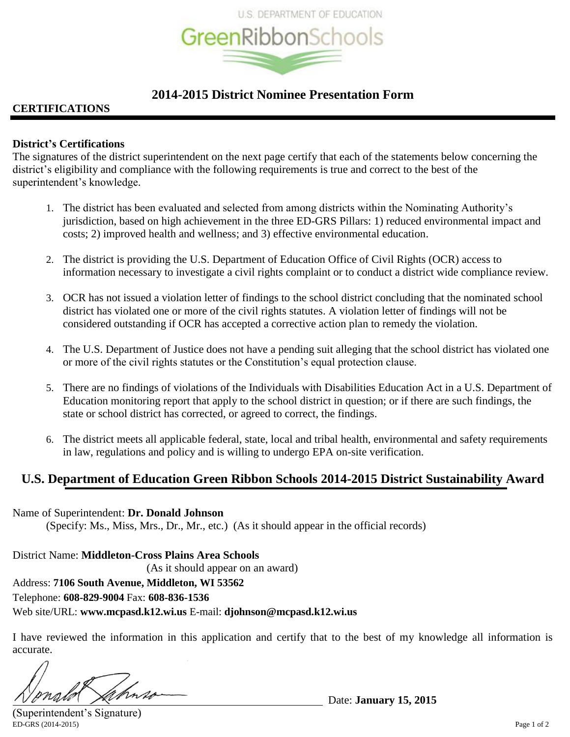U.S. DEPARTMENT OF EDUCATION

GreenRibbonSchools

# 2014-2015 District Nominee Presentation Form

**CERTIFICATIONS**

**District's Certifications**

The signatures of the district superintendent on the next page certify that each of the statements below concerning the district's eligibility and compliance with the following requirements is true and correct to the best of the superintendent's knowledge.

1. The district has been evaluated and selected from among districts within the Nominating Authority's jurisdiction, based on high achievement in the three ED-GRS Pillars: 1) reduced environmental impact and costs; 2) improved health and wellness; and 3) effective environmental education.
2. The district is providing the U.S. Department of Education Office of Civil Rights (OCR) access to information necessary to investigate a civil rights complaint or to conduct a district wide compliance review.
3. OCR has not issued a violation letter of findings to the school district concluding that the nominated school district has violated one or more of the civil rights statutes. A violation letter of findings will not be considered outstanding if OCR has accepted a corrective action plan to remedy the violation.
4. The U.S. Department of Justice does not have a pending suit alleging that the school district has violated one or more of the civil rights statutes or the Constitution's equal protection clause.
5. There are no findings of violations of the Individuals with Disabilities Education Act in a U.S. Department of Education monitoring report that apply to the school district in question; or if there are such findings, the state or school district has corrected, or agreed to correct, the findings.
6. The district meets all applicable federal, state, local and tribal health, environmental and safety requirements in law, regulations and policy and is willing to undergo EPA on-site verification.

## U.S. Department of Education Green Ribbon Schools 2014-2015 District Sustainability Award

Name of Superintendent: **Dr. Donald Johnson**
(Specify: Ms., Miss, Mrs., Dr., Mr., etc.) (As it should appear in the official records)

District Name: **Middleton-Cross Plains Area Schools**
(As it should appear on an award)

Address: **7106 South Avenue, Middleton, WI 53562**

Telephone: **608-829-9004** Fax: **608-836-1536**

Web site/URL: **www.mcpasd.k12.wi.us** E-mail: **djohnson@mcpasd.k12.wi.us**

I have reviewed the information in this application and certify that to the best of my knowledge all information is accurate.

Donald Johnson Date: **January 15, 2015**

(Superintendent's Signature)

ED-GRS (2014-2015)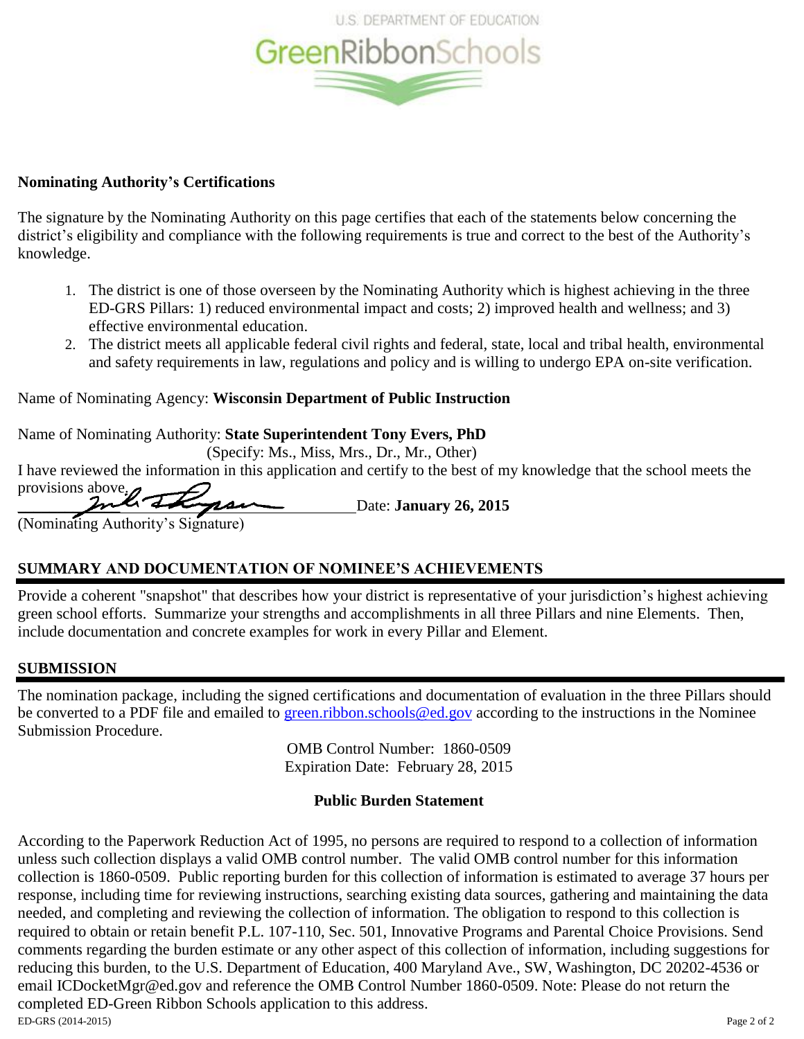U.S. DEPARTMENT OF EDUCATION

GreenRibbonSchools

**Nominating Authority's Certifications**

The signature by the Nominating Authority on this page certifies that each of the statements below concerning the district's eligibility and compliance with the following requirements is true and correct to the best of the Authority's knowledge.

1. The district is one of those overseen by the Nominating Authority which is highest achieving in the three ED-GRS Pillars: 1) reduced environmental impact and costs; 2) improved health and wellness; and 3) effective environmental education.
2. The district meets all applicable federal civil rights and federal, state, local and tribal health, environmental and safety requirements in law, regulations and policy and is willing to undergo EPA on-site verification.

Name of Nominating Agency: **Wisconsin Department of Public Instruction**

Name of Nominating Authority: **State Superintendent Tony Evers, PhD**

(Specify: Ms., Miss, Mrs., Dr., Mr., Other)

I have reviewed the information in this application and certify to the best of my knowledge that the school meets the provisions above.

\_\_\_\_\_\_\_\_\_\_\_\_\_\_\_\_\_\_\_\_\_\_\_\_\_\_\_\_\_\_ Date: **January 26, 2015**

(Nominating Authority's Signature)

## SUMMARY AND DOCUMENTATION OF NOMINEE'S ACHIEVEMENTS

Provide a coherent "snapshot" that describes how your district is representative of your jurisdiction's highest achieving green school efforts. Summarize your strengths and accomplishments in all three Pillars and nine Elements. Then, include documentation and concrete examples for work in every Pillar and Element.

## SUBMISSION

The nomination package, including the signed certifications and documentation of evaluation in the three Pillars should be converted to a PDF file and emailed to green.ribbon.schools@ed.gov according to the instructions in the Nominee Submission Procedure.

OMB Control Number: 1860-0509
Expiration Date: February 28, 2015

**Public Burden Statement**

According to the Paperwork Reduction Act of 1995, no persons are required to respond to a collection of information unless such collection displays a valid OMB control number. The valid OMB control number for this information collection is 1860-0509. Public reporting burden for this collection of information is estimated to average 37 hours per response, including time for reviewing instructions, searching existing data sources, gathering and maintaining the data needed, and completing and reviewing the collection of information. The obligation to respond to this collection is required to obtain or retain benefit P.L. 107-110, Sec. 501, Innovative Programs and Parental Choice Provisions. Send comments regarding the burden estimate or any other aspect of this collection of information, including suggestions for reducing this burden, to the U.S. Department of Education, 400 Maryland Ave., SW, Washington, DC 20202-4536 or email ICDocketMgr@ed.gov and reference the OMB Control Number 1860-0509. Note: Please do not return the completed ED-Green Ribbon Schools application to this address.

ED-GRS (2014-2015)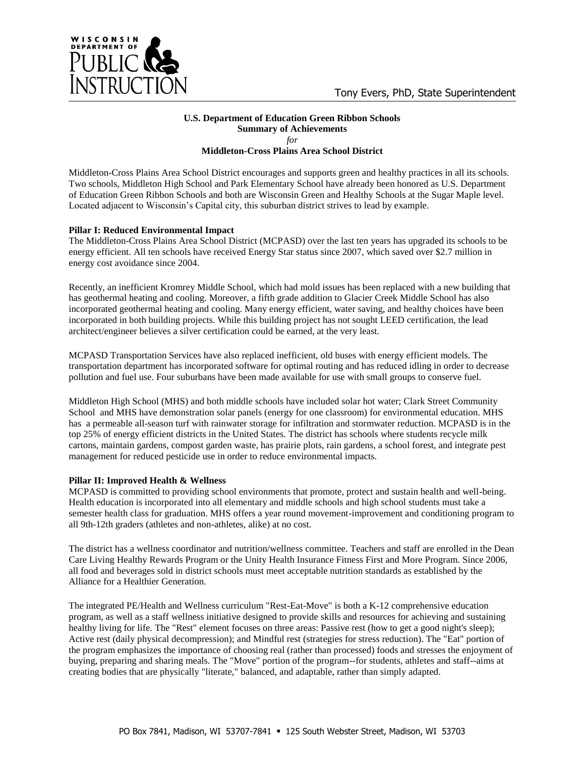**U.S. Department of Education Green Ribbon Schools**
**Summary of Achievements**
*for*
**Middleton-Cross Plains Area School District**

Middleton-Cross Plains Area School District encourages and supports green and healthy practices in all its schools. Two schools, Middleton High School and Park Elementary School have already been honored as U.S. Department of Education Green Ribbon Schools and both are Wisconsin Green and Healthy Schools at the Sugar Maple level. Located adjacent to Wisconsin's Capital city, this suburban district strives to lead by example.

**Pillar I: Reduced Environmental Impact**

The Middleton-Cross Plains Area School District (MCPASD) over the last ten years has upgraded its schools to be energy efficient. All ten schools have received Energy Star status since 2007, which saved over $2.7 million in energy cost avoidance since 2004.

Recently, an inefficient Kromrey Middle School, which had mold issues has been replaced with a new building that has geothermal heating and cooling. Moreover, a fifth grade addition to Glacier Creek Middle School has also incorporated geothermal heating and cooling. Many energy efficient, water saving, and healthy choices have been incorporated in both building projects. While this building project has not sought LEED certification, the lead architect/engineer believes a silver certification could be earned, at the very least.

MCPASD Transportation Services have also replaced inefficient, old buses with energy efficient models. The transportation department has incorporated software for optimal routing and has reduced idling in order to decrease pollution and fuel use. Four suburbans have been made available for use with small groups to conserve fuel.

Middleton High School (MHS) and both middle schools have included solar hot water; Clark Street Community School and MHS have demonstration solar panels (energy for one classroom) for environmental education. MHS has a permeable all-season turf with rainwater storage for infiltration and stormwater reduction. MCPASD is in the top 25% of energy efficient districts in the United States. The district has schools where students recycle milk cartons, maintain gardens, compost garden waste, has prairie plots, rain gardens, a school forest, and integrate pest management for reduced pesticide use in order to reduce environmental impacts.

**Pillar II: Improved Health & Wellness**

MCPASD is committed to providing school environments that promote, protect and sustain health and well-being. Health education is incorporated into all elementary and middle schools and high school students must take a semester health class for graduation. MHS offers a year round movement-improvement and conditioning program to all 9th-12th graders (athletes and non-athletes, alike) at no cost.

The district has a wellness coordinator and nutrition/wellness committee. Teachers and staff are enrolled in the Dean Care Living Healthy Rewards Program or the Unity Health Insurance Fitness First and More Program. Since 2006, all food and beverages sold in district schools must meet acceptable nutrition standards as established by the Alliance for a Healthier Generation.

The integrated PE/Health and Wellness curriculum "Rest-Eat-Move" is both a K-12 comprehensive education program, as well as a staff wellness initiative designed to provide skills and resources for achieving and sustaining healthy living for life. The "Rest" element focuses on three areas: Passive rest (how to get a good night's sleep); Active rest (daily physical decompression); and Mindful rest (strategies for stress reduction). The "Eat" portion of the program emphasizes the importance of choosing real (rather than processed) foods and stresses the enjoyment of buying, preparing and sharing meals. The "Move" portion of the program--for students, athletes and staff--aims at creating bodies that are physically "literate," balanced, and adaptable, rather than simply adapted.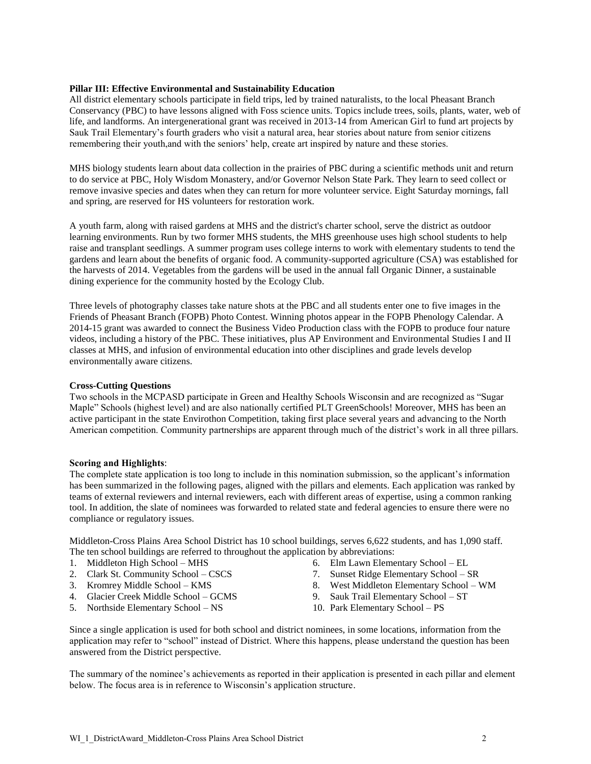**Pillar III: Effective Environmental and Sustainability Education**

All district elementary schools participate in field trips, led by trained naturalists, to the local Pheasant Branch Conservancy (PBC) to have lessons aligned with Foss science units. Topics include trees, soils, plants, water, web of life, and landforms. An intergenerational grant was received in 2013-14 from American Girl to fund art projects by Sauk Trail Elementary's fourth graders who visit a natural area, hear stories about nature from senior citizens remembering their youth,and with the seniors' help, create art inspired by nature and these stories.

MHS biology students learn about data collection in the prairies of PBC during a scientific methods unit and return to do service at PBC, Holy Wisdom Monastery, and/or Governor Nelson State Park. They learn to seed collect or remove invasive species and dates when they can return for more volunteer service. Eight Saturday mornings, fall and spring, are reserved for HS volunteers for restoration work.

A youth farm, along with raised gardens at MHS and the district's charter school, serve the district as outdoor learning environments. Run by two former MHS students, the MHS greenhouse uses high school students to help raise and transplant seedlings. A summer program uses college interns to work with elementary students to tend the gardens and learn about the benefits of organic food. A community-supported agriculture (CSA) was established for the harvests of 2014. Vegetables from the gardens will be used in the annual fall Organic Dinner, a sustainable dining experience for the community hosted by the Ecology Club.

Three levels of photography classes take nature shots at the PBC and all students enter one to five images in the Friends of Pheasant Branch (FOPB) Photo Contest. Winning photos appear in the FOPB Phenology Calendar. A 2014-15 grant was awarded to connect the Business Video Production class with the FOPB to produce four nature videos, including a history of the PBC. These initiatives, plus AP Environment and Environmental Studies I and II classes at MHS, and infusion of environmental education into other disciplines and grade levels develop environmentally aware citizens.

**Cross-Cutting Questions**

Two schools in the MCPASD participate in Green and Healthy Schools Wisconsin and are recognized as "Sugar Maple" Schools (highest level) and are also nationally certified PLT GreenSchools! Moreover, MHS has been an active participant in the state Envirothon Competition, taking first place several years and advancing to the North American competition. Community partnerships are apparent through much of the district's work in all three pillars.

**Scoring and Highlights**:

The complete state application is too long to include in this nomination submission, so the applicant's information has been summarized in the following pages, aligned with the pillars and elements. Each application was ranked by teams of external reviewers and internal reviewers, each with different areas of expertise, using a common ranking tool. In addition, the slate of nominees was forwarded to related state and federal agencies to ensure there were no compliance or regulatory issues.

Middleton-Cross Plains Area School District has 10 school buildings, serves 6,622 students, and has 1,090 staff. The ten school buildings are referred to throughout the application by abbreviations:

1. Middleton High School – MHS
2. Clark St. Community School – CSCS
3. Kromrey Middle School – KMS
4. Glacier Creek Middle School – GCMS
5. Northside Elementary School – NS
6. Elm Lawn Elementary School – EL
7. Sunset Ridge Elementary School – SR
8. West Middleton Elementary School – WM
9. Sauk Trail Elementary School – ST
10. Park Elementary School – PS

Since a single application is used for both school and district nominees, in some locations, information from the application may refer to "school" instead of District. Where this happens, please understand the question has been answered from the District perspective.

The summary of the nominee's achievements as reported in their application is presented in each pillar and element below. The focus area is in reference to Wisconsin's application structure.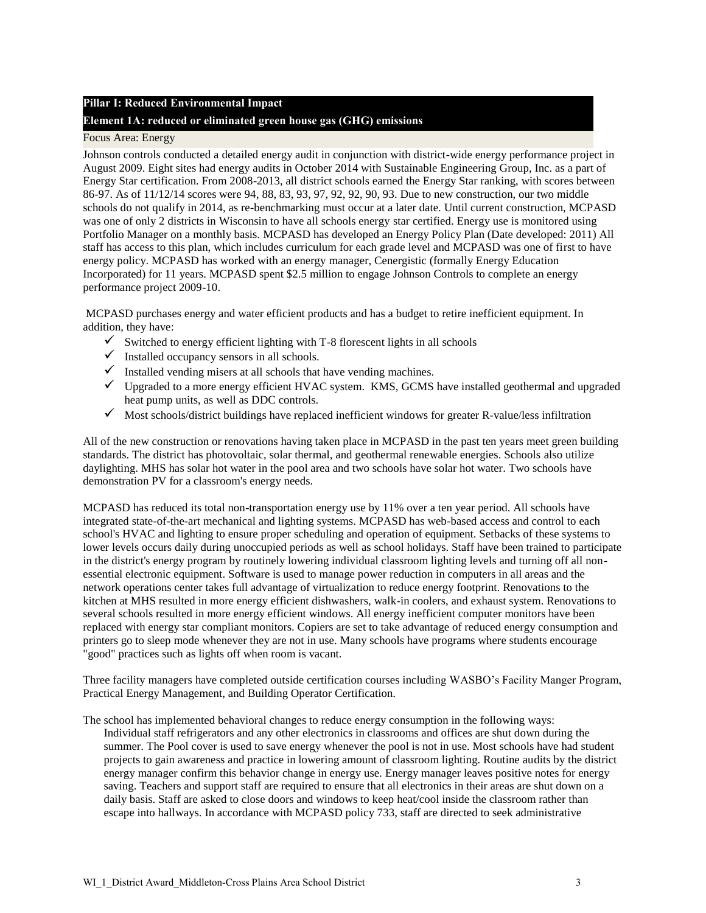**Pillar I: Reduced Environmental Impact**

**Element 1A: reduced or eliminated green house gas (GHG) emissions**

Focus Area: Energy

Johnson controls conducted a detailed energy audit in conjunction with district-wide energy performance project in August 2009. Eight sites had energy audits in October 2014 with Sustainable Engineering Group, Inc. as a part of Energy Star certification. From 2008-2013, all district schools earned the Energy Star ranking, with scores between 86-97. As of 11/12/14 scores were 94, 88, 83, 93, 97, 92, 92, 90, 93. Due to new construction, our two middle schools do not qualify in 2014, as re-benchmarking must occur at a later date. Until current construction, MCPASD was one of only 2 districts in Wisconsin to have all schools energy star certified. Energy use is monitored using Portfolio Manager on a monthly basis. MCPASD has developed an Energy Policy Plan (Date developed: 2011) All staff has access to this plan, which includes curriculum for each grade level and MCPASD was one of first to have energy policy. MCPASD has worked with an energy manager, Cenergistic (formally Energy Education Incorporated) for 11 years. MCPASD spent $2.5 million to engage Johnson Controls to complete an energy performance project 2009-10.

MCPASD purchases energy and water efficient products and has a budget to retire inefficient equipment. In addition, they have:

- ✓ Switched to energy efficient lighting with T-8 florescent lights in all schools
- ✓ Installed occupancy sensors in all schools.
- ✓ Installed vending misers at all schools that have vending machines.
- ✓ Upgraded to a more energy efficient HVAC system. KMS, GCMS have installed geothermal and upgraded heat pump units, as well as DDC controls.
- ✓ Most schools/district buildings have replaced inefficient windows for greater R-value/less infiltration

All of the new construction or renovations having taken place in MCPASD in the past ten years meet green building standards. The district has photovoltaic, solar thermal, and geothermal renewable energies. Schools also utilize daylighting. MHS has solar hot water in the pool area and two schools have solar hot water. Two schools have demonstration PV for a classroom's energy needs.

MCPASD has reduced its total non-transportation energy use by 11% over a ten year period. All schools have integrated state-of-the-art mechanical and lighting systems. MCPASD has web-based access and control to each school's HVAC and lighting to ensure proper scheduling and operation of equipment. Setbacks of these systems to lower levels occurs daily during unoccupied periods as well as school holidays. Staff have been trained to participate in the district's energy program by routinely lowering individual classroom lighting levels and turning off all non-essential electronic equipment. Software is used to manage power reduction in computers in all areas and the network operations center takes full advantage of virtualization to reduce energy footprint. Renovations to the kitchen at MHS resulted in more energy efficient dishwashers, walk-in coolers, and exhaust system. Renovations to several schools resulted in more energy efficient windows. All energy inefficient computer monitors have been replaced with energy star compliant monitors. Copiers are set to take advantage of reduced energy consumption and printers go to sleep mode whenever they are not in use. Many schools have programs where students encourage "good" practices such as lights off when room is vacant.

Three facility managers have completed outside certification courses including WASBO's Facility Manger Program, Practical Energy Management, and Building Operator Certification.

The school has implemented behavioral changes to reduce energy consumption in the following ways:

Individual staff refrigerators and any other electronics in classrooms and offices are shut down during the summer. The Pool cover is used to save energy whenever the pool is not in use. Most schools have had student projects to gain awareness and practice in lowering amount of classroom lighting. Routine audits by the district energy manager confirm this behavior change in energy use. Energy manager leaves positive notes for energy saving. Teachers and support staff are required to ensure that all electronics in their areas are shut down on a daily basis. Staff are asked to close doors and windows to keep heat/cool inside the classroom rather than escape into hallways. In accordance with MCPASD policy 733, staff are directed to seek administrative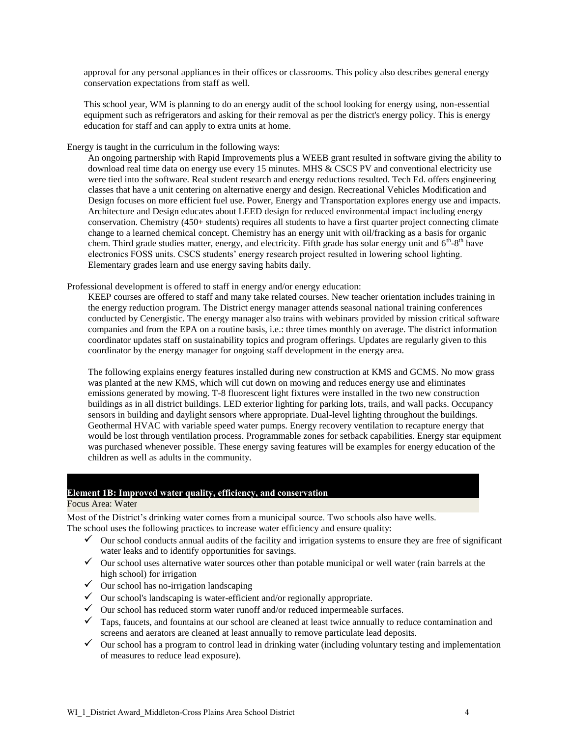approval for any personal appliances in their offices or classrooms. This policy also describes general energy conservation expectations from staff as well.

This school year, WM is planning to do an energy audit of the school looking for energy using, non-essential equipment such as refrigerators and asking for their removal as per the district's energy policy. This is energy education for staff and can apply to extra units at home.

Energy is taught in the curriculum in the following ways:

An ongoing partnership with Rapid Improvements plus a WEEB grant resulted in software giving the ability to download real time data on energy use every 15 minutes. MHS & CSCS PV and conventional electricity use were tied into the software. Real student research and energy reductions resulted. Tech Ed. offers engineering classes that have a unit centering on alternative energy and design. Recreational Vehicles Modification and Design focuses on more efficient fuel use. Power, Energy and Transportation explores energy use and impacts. Architecture and Design educates about LEED design for reduced environmental impact including energy conservation. Chemistry (450+ students) requires all students to have a first quarter project connecting climate change to a learned chemical concept. Chemistry has an energy unit with oil/fracking as a basis for organic chem. Third grade studies matter, energy, and electricity. Fifth grade has solar energy unit and 6th-8th have electronics FOSS units. CSCS students' energy research project resulted in lowering school lighting. Elementary grades learn and use energy saving habits daily.

Professional development is offered to staff in energy and/or energy education:

KEEP courses are offered to staff and many take related courses. New teacher orientation includes training in the energy reduction program. The District energy manager attends seasonal national training conferences conducted by Cenergistic. The energy manager also trains with webinars provided by mission critical software companies and from the EPA on a routine basis, i.e.: three times monthly on average. The district information coordinator updates staff on sustainability topics and program offerings. Updates are regularly given to this coordinator by the energy manager for ongoing staff development in the energy area.

The following explains energy features installed during new construction at KMS and GCMS. No mow grass was planted at the new KMS, which will cut down on mowing and reduces energy use and eliminates emissions generated by mowing. T-8 fluorescent light fixtures were installed in the two new construction buildings as in all district buildings. LED exterior lighting for parking lots, trails, and wall packs. Occupancy sensors in building and daylight sensors where appropriate. Dual-level lighting throughout the buildings. Geothermal HVAC with variable speed water pumps. Energy recovery ventilation to recapture energy that would be lost through ventilation process. Programmable zones for setback capabilities. Energy star equipment was purchased whenever possible. These energy saving features will be examples for energy education of the children as well as adults in the community.

## Element 1B: Improved water quality, efficiency, and conservation

Focus Area: Water

Most of the District's drinking water comes from a municipal source. Two schools also have wells.
The school uses the following practices to increase water efficiency and ensure quality:

- ✓ Our school conducts annual audits of the facility and irrigation systems to ensure they are free of significant water leaks and to identify opportunities for savings.
- ✓ Our school uses alternative water sources other than potable municipal or well water (rain barrels at the high school) for irrigation
- ✓ Our school has no-irrigation landscaping
- ✓ Our school's landscaping is water-efficient and/or regionally appropriate.
- ✓ Our school has reduced storm water runoff and/or reduced impermeable surfaces.
- ✓ Taps, faucets, and fountains at our school are cleaned at least twice annually to reduce contamination and screens and aerators are cleaned at least annually to remove particulate lead deposits.
- ✓ Our school has a program to control lead in drinking water (including voluntary testing and implementation of measures to reduce lead exposure).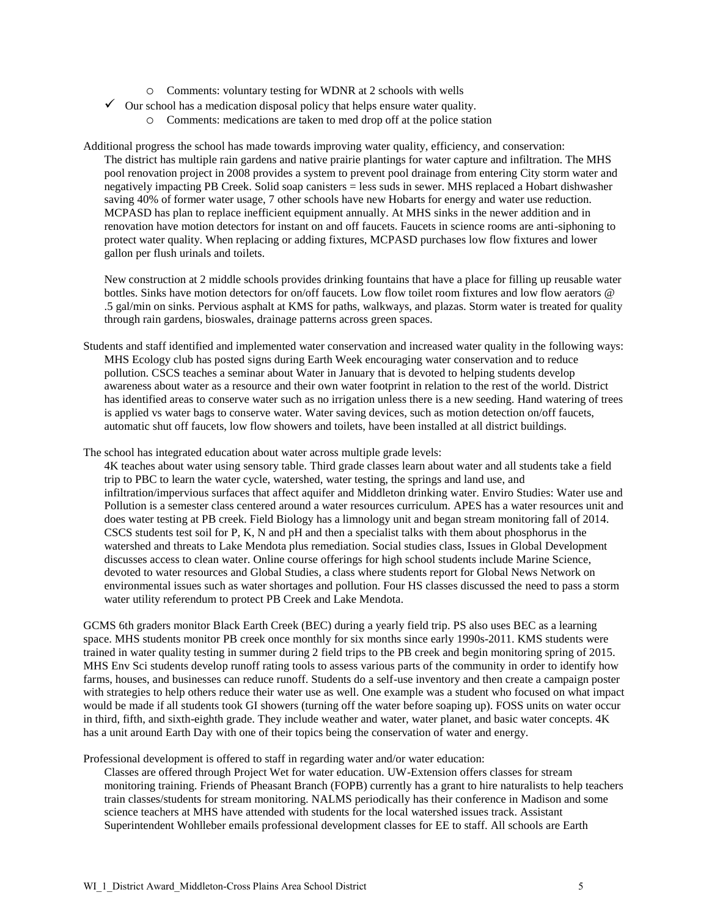- Comments: voluntary testing for WDNR at 2 schools with wells

✓ Our school has a medication disposal policy that helps ensure water quality.

- Comments: medications are taken to med drop off at the police station

Additional progress the school has made towards improving water quality, efficiency, and conservation:

The district has multiple rain gardens and native prairie plantings for water capture and infiltration. The MHS pool renovation project in 2008 provides a system to prevent pool drainage from entering City storm water and negatively impacting PB Creek. Solid soap canisters = less suds in sewer. MHS replaced a Hobart dishwasher saving 40% of former water usage, 7 other schools have new Hobarts for energy and water use reduction. MCPASD has plan to replace inefficient equipment annually. At MHS sinks in the newer addition and in renovation have motion detectors for instant on and off faucets. Faucets in science rooms are anti-siphoning to protect water quality. When replacing or adding fixtures, MCPASD purchases low flow fixtures and lower gallon per flush urinals and toilets.

New construction at 2 middle schools provides drinking fountains that have a place for filling up reusable water bottles. Sinks have motion detectors for on/off faucets. Low flow toilet room fixtures and low flow aerators @ .5 gal/min on sinks. Pervious asphalt at KMS for paths, walkways, and plazas. Storm water is treated for quality through rain gardens, bioswales, drainage patterns across green spaces.

Students and staff identified and implemented water conservation and increased water quality in the following ways:

MHS Ecology club has posted signs during Earth Week encouraging water conservation and to reduce pollution. CSCS teaches a seminar about Water in January that is devoted to helping students develop awareness about water as a resource and their own water footprint in relation to the rest of the world. District has identified areas to conserve water such as no irrigation unless there is a new seeding. Hand watering of trees is applied vs water bags to conserve water. Water saving devices, such as motion detection on/off faucets, automatic shut off faucets, low flow showers and toilets, have been installed at all district buildings.

The school has integrated education about water across multiple grade levels:

4K teaches about water using sensory table. Third grade classes learn about water and all students take a field trip to PBC to learn the water cycle, watershed, water testing, the springs and land use, and infiltration/impervious surfaces that affect aquifer and Middleton drinking water. Enviro Studies: Water use and Pollution is a semester class centered around a water resources curriculum. APES has a water resources unit and does water testing at PB creek. Field Biology has a limnology unit and began stream monitoring fall of 2014. CSCS students test soil for P, K, N and pH and then a specialist talks with them about phosphorus in the watershed and threats to Lake Mendota plus remediation. Social studies class, Issues in Global Development discusses access to clean water. Online course offerings for high school students include Marine Science, devoted to water resources and Global Studies, a class where students report for Global News Network on environmental issues such as water shortages and pollution. Four HS classes discussed the need to pass a storm water utility referendum to protect PB Creek and Lake Mendota.

GCMS 6th graders monitor Black Earth Creek (BEC) during a yearly field trip. PS also uses BEC as a learning space. MHS students monitor PB creek once monthly for six months since early 1990s-2011. KMS students were trained in water quality testing in summer during 2 field trips to the PB creek and begin monitoring spring of 2015. MHS Env Sci students develop runoff rating tools to assess various parts of the community in order to identify how farms, houses, and businesses can reduce runoff. Students do a self-use inventory and then create a campaign poster with strategies to help others reduce their water use as well. One example was a student who focused on what impact would be made if all students took GI showers (turning off the water before soaping up). FOSS units on water occur in third, fifth, and sixth-eighth grade. They include weather and water, water planet, and basic water concepts. 4K has a unit around Earth Day with one of their topics being the conservation of water and energy.

Professional development is offered to staff in regarding water and/or water education:

Classes are offered through Project Wet for water education. UW-Extension offers classes for stream monitoring training. Friends of Pheasant Branch (FOPB) currently has a grant to hire naturalists to help teachers train classes/students for stream monitoring. NALMS periodically has their conference in Madison and some science teachers at MHS have attended with students for the local watershed issues track. Assistant Superintendent Wohlleber emails professional development classes for EE to staff. All schools are Earth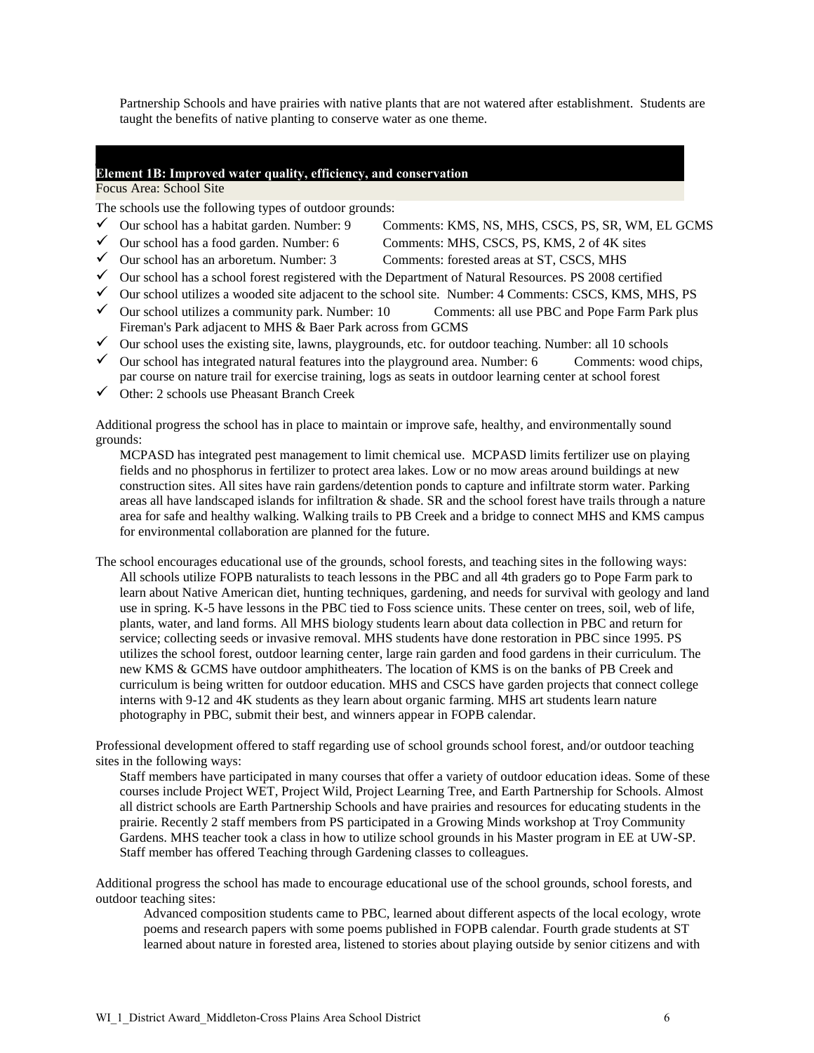Partnership Schools and have prairies with native plants that are not watered after establishment. Students are taught the benefits of native planting to conserve water as one theme.

### Element 1B: Improved water quality, efficiency, and conservation

Focus Area: School Site

The schools use the following types of outdoor grounds:

- ✓ Our school has a habitat garden. Number: 9 Comments: KMS, NS, MHS, CSCS, PS, SR, WM, EL GCMS
- ✓ Our school has a food garden. Number: 6 Comments: MHS, CSCS, PS, KMS, 2 of 4K sites
- ✓ Our school has an arboretum. Number: 3 Comments: forested areas at ST, CSCS, MHS
- ✓ Our school has a school forest registered with the Department of Natural Resources. PS 2008 certified
- ✓ Our school utilizes a wooded site adjacent to the school site. Number: 4 Comments: CSCS, KMS, MHS, PS
- ✓ Our school utilizes a community park. Number: 10 Comments: all use PBC and Pope Farm Park plus Fireman's Park adjacent to MHS & Baer Park across from GCMS
- ✓ Our school uses the existing site, lawns, playgrounds, etc. for outdoor teaching. Number: all 10 schools
- ✓ Our school has integrated natural features into the playground area. Number: 6 Comments: wood chips, par course on nature trail for exercise training, logs as seats in outdoor learning center at school forest
- ✓ Other: 2 schools use Pheasant Branch Creek

Additional progress the school has in place to maintain or improve safe, healthy, and environmentally sound grounds:

MCPASD has integrated pest management to limit chemical use. MCPASD limits fertilizer use on playing fields and no phosphorus in fertilizer to protect area lakes. Low or no mow areas around buildings at new construction sites. All sites have rain gardens/detention ponds to capture and infiltrate storm water. Parking areas all have landscaped islands for infiltration & shade. SR and the school forest have trails through a nature area for safe and healthy walking. Walking trails to PB Creek and a bridge to connect MHS and KMS campus for environmental collaboration are planned for the future.

The school encourages educational use of the grounds, school forests, and teaching sites in the following ways:

All schools utilize FOPB naturalists to teach lessons in the PBC and all 4th graders go to Pope Farm park to learn about Native American diet, hunting techniques, gardening, and needs for survival with geology and land use in spring. K-5 have lessons in the PBC tied to Foss science units. These center on trees, soil, web of life, plants, water, and land forms. All MHS biology students learn about data collection in PBC and return for service; collecting seeds or invasive removal. MHS students have done restoration in PBC since 1995. PS utilizes the school forest, outdoor learning center, large rain garden and food gardens in their curriculum. The new KMS & GCMS have outdoor amphitheaters. The location of KMS is on the banks of PB Creek and curriculum is being written for outdoor education. MHS and CSCS have garden projects that connect college interns with 9-12 and 4K students as they learn about organic farming. MHS art students learn nature photography in PBC, submit their best, and winners appear in FOPB calendar.

Professional development offered to staff regarding use of school grounds school forest, and/or outdoor teaching sites in the following ways:

Staff members have participated in many courses that offer a variety of outdoor education ideas. Some of these courses include Project WET, Project Wild, Project Learning Tree, and Earth Partnership for Schools. Almost all district schools are Earth Partnership Schools and have prairies and resources for educating students in the prairie. Recently 2 staff members from PS participated in a Growing Minds workshop at Troy Community Gardens. MHS teacher took a class in how to utilize school grounds in his Master program in EE at UW-SP. Staff member has offered Teaching through Gardening classes to colleagues.

Additional progress the school has made to encourage educational use of the school grounds, school forests, and outdoor teaching sites:

Advanced composition students came to PBC, learned about different aspects of the local ecology, wrote poems and research papers with some poems published in FOPB calendar. Fourth grade students at ST learned about nature in forested area, listened to stories about playing outside by senior citizens and with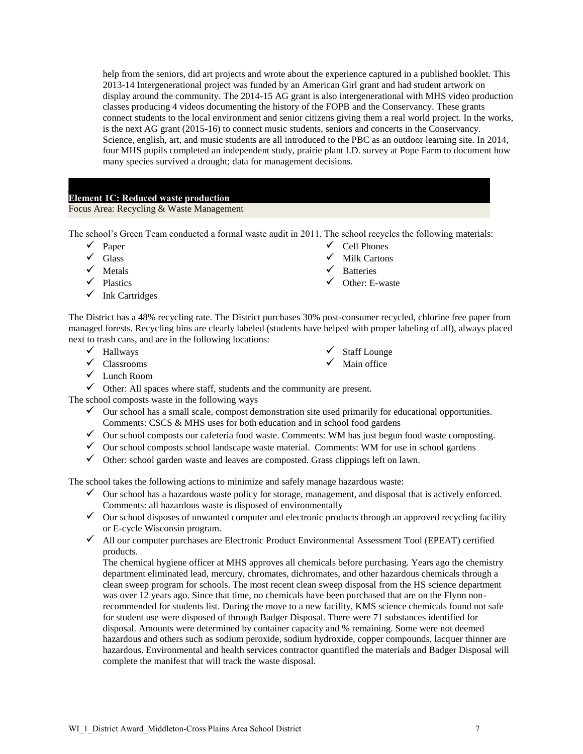help from the seniors, did art projects and wrote about the experience captured in a published booklet. This 2013-14 Intergenerational project was funded by an American Girl grant and had student artwork on display around the community. The 2014-15 AG grant is also intergenerational with MHS video production classes producing 4 videos documenting the history of the FOPB and the Conservancy. These grants connect students to the local environment and senior citizens giving them a real world project. In the works, is the next AG grant (2015-16) to connect music students, seniors and concerts in the Conservancy. Science, english, art, and music students are all introduced to the PBC as an outdoor learning site. In 2014, four MHS pupils completed an independent study, prairie plant I.D. survey at Pope Farm to document how many species survived a drought; data for management decisions.

## Element 1C: Reduced waste production

Focus Area: Recycling & Waste Management

The school's Green Team conducted a formal waste audit in 2011. The school recycles the following materials:

- ✓ Paper
- ✓ Glass
- ✓ Metals
- ✓ Plastics
- ✓ Ink Cartridges
- ✓ Cell Phones
- ✓ Milk Cartons
- ✓ Batteries
- ✓ Other: E-waste

The District has a 48% recycling rate. The District purchases 30% post-consumer recycled, chlorine free paper from managed forests. Recycling bins are clearly labeled (students have helped with proper labeling of all), always placed next to trash cans, and are in the following locations:

- ✓ Hallways
- ✓ Classrooms
- ✓ Lunch Room
- ✓ Staff Lounge
- ✓ Main office
- ✓ Other: All spaces where staff, students and the community are present.

The school composts waste in the following ways

- ✓ Our school has a small scale, compost demonstration site used primarily for educational opportunities. Comments: CSCS & MHS uses for both education and in school food gardens
- ✓ Our school composts our cafeteria food waste. Comments: WM has just begun food waste composting.
- ✓ Our school composts school landscape waste material. Comments: WM for use in school gardens
- ✓ Other: school garden waste and leaves are composted. Grass clippings left on lawn.

The school takes the following actions to minimize and safely manage hazardous waste:

- ✓ Our school has a hazardous waste policy for storage, management, and disposal that is actively enforced. Comments: all hazardous waste is disposed of environmentally
- ✓ Our school disposes of unwanted computer and electronic products through an approved recycling facility or E-cycle Wisconsin program.
- ✓ All our computer purchases are Electronic Product Environmental Assessment Tool (EPEAT) certified products.

  The chemical hygiene officer at MHS approves all chemicals before purchasing. Years ago the chemistry department eliminated lead, mercury, chromates, dichromates, and other hazardous chemicals through a clean sweep program for schools. The most recent clean sweep disposal from the HS science department was over 12 years ago. Since that time, no chemicals have been purchased that are on the Flynn non-recommended for students list. During the move to a new facility, KMS science chemicals found not safe for student use were disposed of through Badger Disposal. There were 71 substances identified for disposal. Amounts were determined by container capacity and % remaining. Some were not deemed hazardous and others such as sodium peroxide, sodium hydroxide, copper compounds, lacquer thinner are hazardous. Environmental and health services contractor quantified the materials and Badger Disposal will complete the manifest that will track the waste disposal.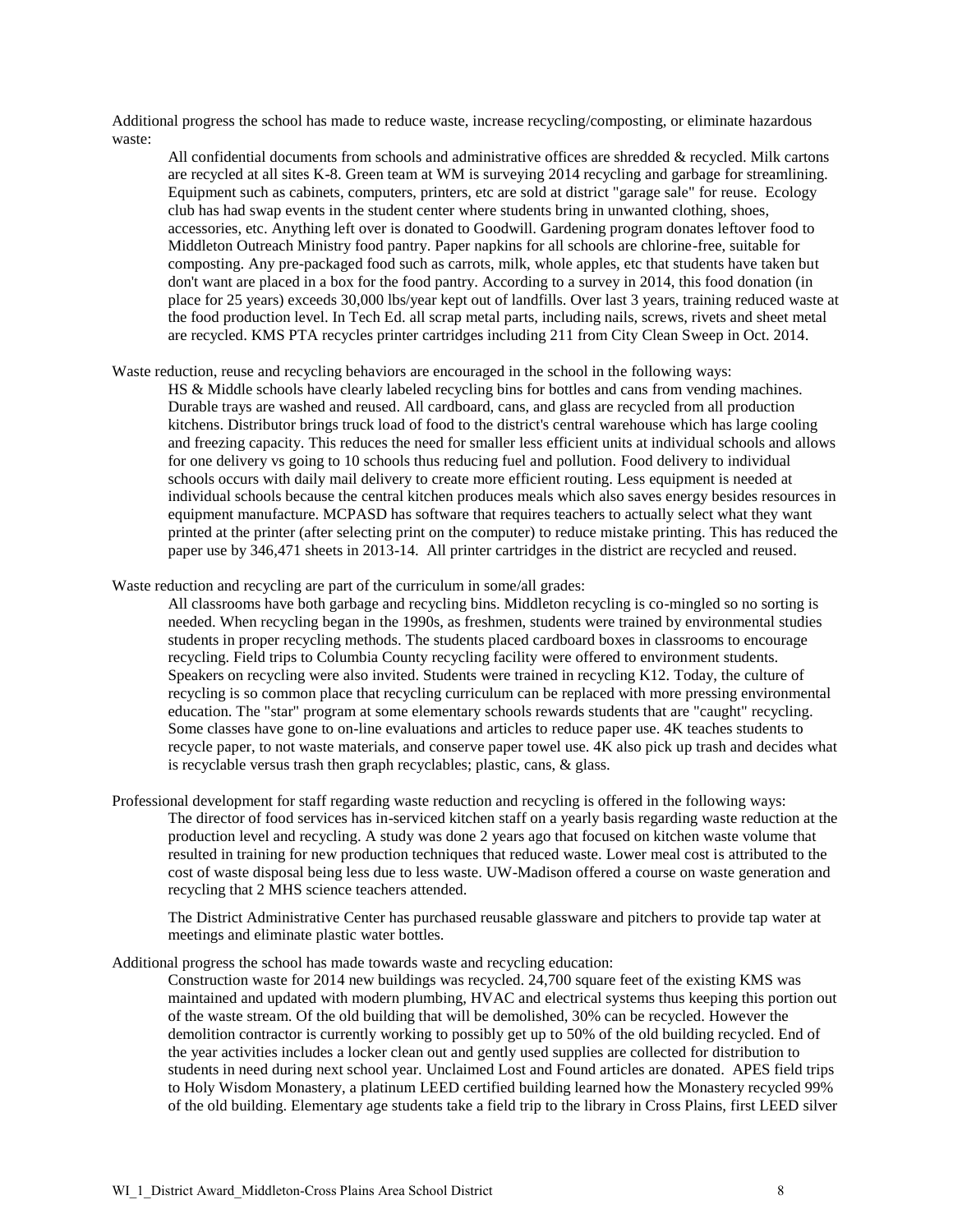Additional progress the school has made to reduce waste, increase recycling/composting, or eliminate hazardous waste:

> All confidential documents from schools and administrative offices are shredded & recycled. Milk cartons are recycled at all sites K-8. Green team at WM is surveying 2014 recycling and garbage for streamlining. Equipment such as cabinets, computers, printers, etc are sold at district "garage sale" for reuse. Ecology club has had swap events in the student center where students bring in unwanted clothing, shoes, accessories, etc. Anything left over is donated to Goodwill. Gardening program donates leftover food to Middleton Outreach Ministry food pantry. Paper napkins for all schools are chlorine-free, suitable for composting. Any pre-packaged food such as carrots, milk, whole apples, etc that students have taken but don't want are placed in a box for the food pantry. According to a survey in 2014, this food donation (in place for 25 years) exceeds 30,000 lbs/year kept out of landfills. Over last 3 years, training reduced waste at the food production level. In Tech Ed. all scrap metal parts, including nails, screws, rivets and sheet metal are recycled. KMS PTA recycles printer cartridges including 211 from City Clean Sweep in Oct. 2014.

Waste reduction, reuse and recycling behaviors are encouraged in the school in the following ways:

> HS & Middle schools have clearly labeled recycling bins for bottles and cans from vending machines. Durable trays are washed and reused. All cardboard, cans, and glass are recycled from all production kitchens. Distributor brings truck load of food to the district's central warehouse which has large cooling and freezing capacity. This reduces the need for smaller less efficient units at individual schools and allows for one delivery vs going to 10 schools thus reducing fuel and pollution. Food delivery to individual schools occurs with daily mail delivery to create more efficient routing. Less equipment is needed at individual schools because the central kitchen produces meals which also saves energy besides resources in equipment manufacture. MCPASD has software that requires teachers to actually select what they want printed at the printer (after selecting print on the computer) to reduce mistake printing. This has reduced the paper use by 346,471 sheets in 2013-14. All printer cartridges in the district are recycled and reused.

Waste reduction and recycling are part of the curriculum in some/all grades:

> All classrooms have both garbage and recycling bins. Middleton recycling is co-mingled so no sorting is needed. When recycling began in the 1990s, as freshmen, students were trained by environmental studies students in proper recycling methods. The students placed cardboard boxes in classrooms to encourage recycling. Field trips to Columbia County recycling facility were offered to environment students. Speakers on recycling were also invited. Students were trained in recycling K12. Today, the culture of recycling is so common place that recycling curriculum can be replaced with more pressing environmental education. The "star" program at some elementary schools rewards students that are "caught" recycling. Some classes have gone to on-line evaluations and articles to reduce paper use. 4K teaches students to recycle paper, to not waste materials, and conserve paper towel use. 4K also pick up trash and decides what is recyclable versus trash then graph recyclables; plastic, cans, & glass.

Professional development for staff regarding waste reduction and recycling is offered in the following ways:

> The director of food services has in-serviced kitchen staff on a yearly basis regarding waste reduction at the production level and recycling. A study was done 2 years ago that focused on kitchen waste volume that resulted in training for new production techniques that reduced waste. Lower meal cost is attributed to the cost of waste disposal being less due to less waste. UW-Madison offered a course on waste generation and recycling that 2 MHS science teachers attended.
>
> The District Administrative Center has purchased reusable glassware and pitchers to provide tap water at meetings and eliminate plastic water bottles.

Additional progress the school has made towards waste and recycling education:

> Construction waste for 2014 new buildings was recycled. 24,700 square feet of the existing KMS was maintained and updated with modern plumbing, HVAC and electrical systems thus keeping this portion out of the waste stream. Of the old building that will be demolished, 30% can be recycled. However the demolition contractor is currently working to possibly get up to 50% of the old building recycled. End of the year activities includes a locker clean out and gently used supplies are collected for distribution to students in need during next school year. Unclaimed Lost and Found articles are donated. APES field trips to Holy Wisdom Monastery, a platinum LEED certified building learned how the Monastery recycled 99% of the old building. Elementary age students take a field trip to the library in Cross Plains, first LEED silver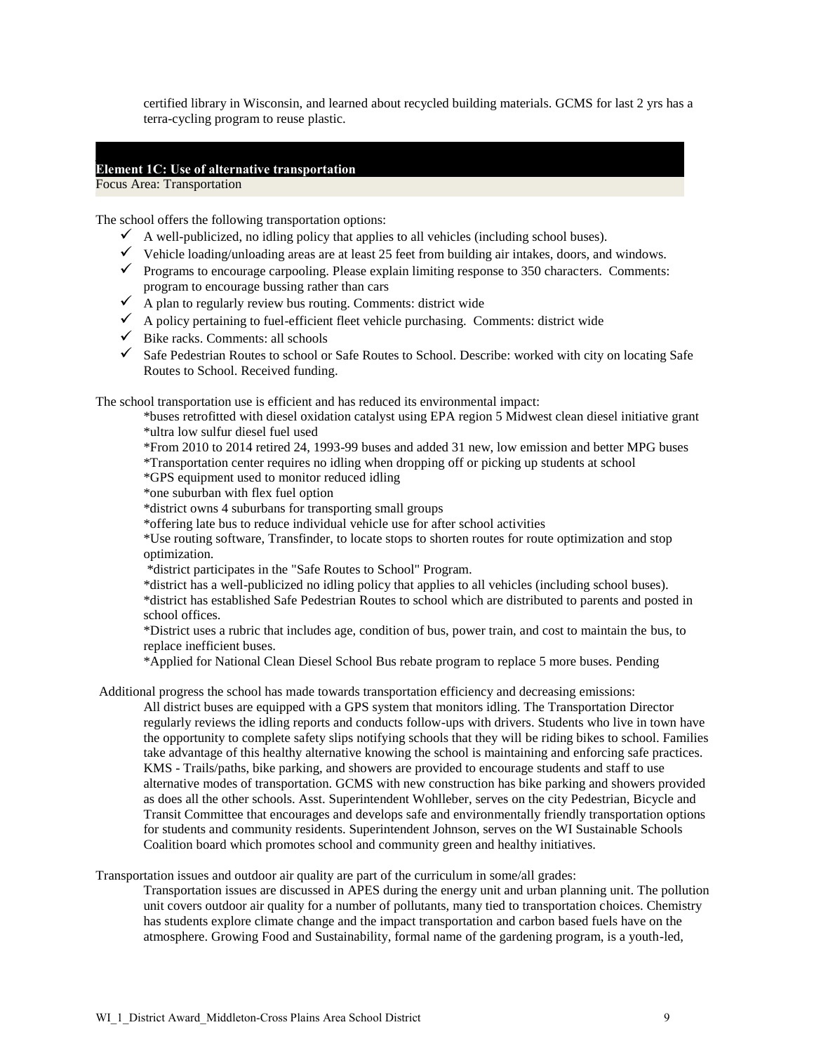certified library in Wisconsin, and learned about recycled building materials. GCMS for last 2 yrs has a terra-cycling program to reuse plastic.

## Element 1C: Use of alternative transportation

Focus Area: Transportation

The school offers the following transportation options:

- ✓ A well-publicized, no idling policy that applies to all vehicles (including school buses).
- ✓ Vehicle loading/unloading areas are at least 25 feet from building air intakes, doors, and windows.
- ✓ Programs to encourage carpooling. Please explain limiting response to 350 characters. Comments: program to encourage bussing rather than cars
- ✓ A plan to regularly review bus routing. Comments: district wide
- ✓ A policy pertaining to fuel-efficient fleet vehicle purchasing. Comments: district wide
- ✓ Bike racks. Comments: all schools
- ✓ Safe Pedestrian Routes to school or Safe Routes to School. Describe: worked with city on locating Safe Routes to School. Received funding.

The school transportation use is efficient and has reduced its environmental impact:

*buses retrofitted with diesel oxidation catalyst using EPA region 5 Midwest clean diesel initiative grant
*ultra low sulfur diesel fuel used
*From 2010 to 2014 retired 24, 1993-99 buses and added 31 new, low emission and better MPG buses
*Transportation center requires no idling when dropping off or picking up students at school
*GPS equipment used to monitor reduced idling
*one suburban with flex fuel option
*district owns 4 suburbans for transporting small groups
*offering late bus to reduce individual vehicle use for after school activities
*Use routing software, Transfinder, to locate stops to shorten routes for route optimization and stop optimization.
*district participates in the "Safe Routes to School" Program.
*district has a well-publicized no idling policy that applies to all vehicles (including school buses).
*district has established Safe Pedestrian Routes to school which are distributed to parents and posted in school offices.
*District uses a rubric that includes age, condition of bus, power train, and cost to maintain the bus, to replace inefficient buses.
*Applied for National Clean Diesel School Bus rebate program to replace 5 more buses. Pending

Additional progress the school has made towards transportation efficiency and decreasing emissions:

All district buses are equipped with a GPS system that monitors idling. The Transportation Director regularly reviews the idling reports and conducts follow-ups with drivers. Students who live in town have the opportunity to complete safety slips notifying schools that they will be riding bikes to school. Families take advantage of this healthy alternative knowing the school is maintaining and enforcing safe practices. KMS - Trails/paths, bike parking, and showers are provided to encourage students and staff to use alternative modes of transportation. GCMS with new construction has bike parking and showers provided as does all the other schools. Asst. Superintendent Wohlleber, serves on the city Pedestrian, Bicycle and Transit Committee that encourages and develops safe and environmentally friendly transportation options for students and community residents. Superintendent Johnson, serves on the WI Sustainable Schools Coalition board which promotes school and community green and healthy initiatives.

Transportation issues and outdoor air quality are part of the curriculum in some/all grades:

Transportation issues are discussed in APES during the energy unit and urban planning unit. The pollution unit covers outdoor air quality for a number of pollutants, many tied to transportation choices. Chemistry has students explore climate change and the impact transportation and carbon based fuels have on the atmosphere. Growing Food and Sustainability, formal name of the gardening program, is a youth-led,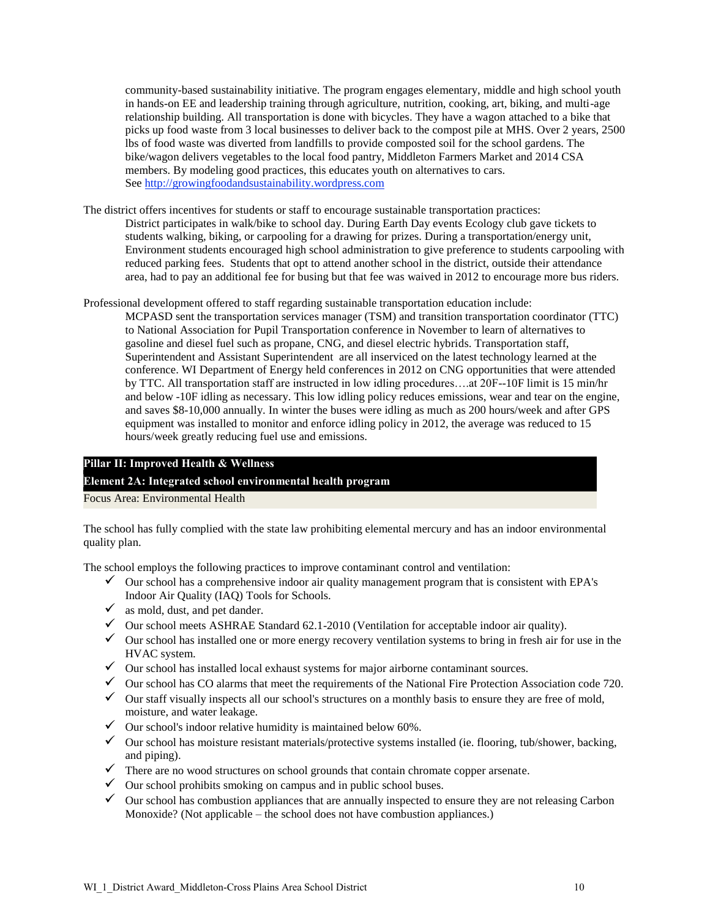community-based sustainability initiative. The program engages elementary, middle and high school youth in hands-on EE and leadership training through agriculture, nutrition, cooking, art, biking, and multi-age relationship building. All transportation is done with bicycles. They have a wagon attached to a bike that picks up food waste from 3 local businesses to deliver back to the compost pile at MHS. Over 2 years, 2500 lbs of food waste was diverted from landfills to provide composted soil for the school gardens. The bike/wagon delivers vegetables to the local food pantry, Middleton Farmers Market and 2014 CSA members. By modeling good practices, this educates youth on alternatives to cars.
See http://growingfoodandsustainability.wordpress.com

The district offers incentives for students or staff to encourage sustainable transportation practices:

District participates in walk/bike to school day. During Earth Day events Ecology club gave tickets to students walking, biking, or carpooling for a drawing for prizes. During a transportation/energy unit, Environment students encouraged high school administration to give preference to students carpooling with reduced parking fees. Students that opt to attend another school in the district, outside their attendance area, had to pay an additional fee for busing but that fee was waived in 2012 to encourage more bus riders.

Professional development offered to staff regarding sustainable transportation education include:

MCPASD sent the transportation services manager (TSM) and transition transportation coordinator (TTC) to National Association for Pupil Transportation conference in November to learn of alternatives to gasoline and diesel fuel such as propane, CNG, and diesel electric hybrids. Transportation staff, Superintendent and Assistant Superintendent are all inserviced on the latest technology learned at the conference. WI Department of Energy held conferences in 2012 on CNG opportunities that were attended by TTC. All transportation staff are instructed in low idling procedures….at 20F--10F limit is 15 min/hr and below -10F idling as necessary. This low idling policy reduces emissions, wear and tear on the engine, and saves $8-10,000 annually. In winter the buses were idling as much as 200 hours/week and after GPS equipment was installed to monitor and enforce idling policy in 2012, the average was reduced to 15 hours/week greatly reducing fuel use and emissions.

## Pillar II: Improved Health & Wellness

### Element 2A: Integrated school environmental health program

Focus Area: Environmental Health

The school has fully complied with the state law prohibiting elemental mercury and has an indoor environmental quality plan.

The school employs the following practices to improve contaminant control and ventilation:

- ✓ Our school has a comprehensive indoor air quality management program that is consistent with EPA's Indoor Air Quality (IAQ) Tools for Schools.
- ✓ as mold, dust, and pet dander.
- ✓ Our school meets ASHRAE Standard 62.1-2010 (Ventilation for acceptable indoor air quality).
- ✓ Our school has installed one or more energy recovery ventilation systems to bring in fresh air for use in the HVAC system.
- ✓ Our school has installed local exhaust systems for major airborne contaminant sources.
- ✓ Our school has CO alarms that meet the requirements of the National Fire Protection Association code 720.
- ✓ Our staff visually inspects all our school's structures on a monthly basis to ensure they are free of mold, moisture, and water leakage.
- ✓ Our school's indoor relative humidity is maintained below 60%.
- ✓ Our school has moisture resistant materials/protective systems installed (ie. flooring, tub/shower, backing, and piping).
- ✓ There are no wood structures on school grounds that contain chromate copper arsenate.
- ✓ Our school prohibits smoking on campus and in public school buses.
- ✓ Our school has combustion appliances that are annually inspected to ensure they are not releasing Carbon Monoxide? (Not applicable – the school does not have combustion appliances.)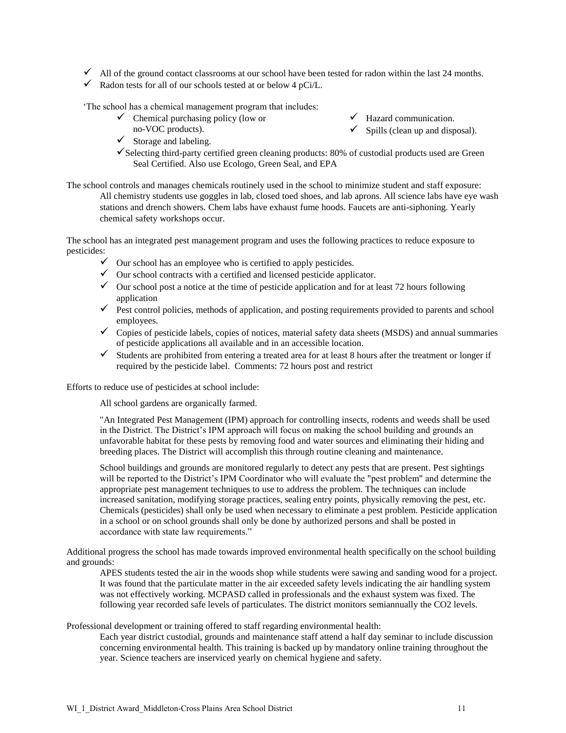- ✓ All of the ground contact classrooms at our school have been tested for radon within the last 24 months.
- ✓ Radon tests for all of our schools tested at or below 4 pCi/L.

‘The school has a chemical management program that includes:

- ✓ Chemical purchasing policy (low or no-VOC products).
- ✓ Storage and labeling.
- ✓ Hazard communication.
- ✓ Spills (clean up and disposal).
- ✓ Selecting third-party certified green cleaning products: 80% of custodial products used are Green Seal Certified. Also use Ecologo, Green Seal, and EPA

The school controls and manages chemicals routinely used in the school to minimize student and staff exposure:

All chemistry students use goggles in lab, closed toed shoes, and lab aprons. All science labs have eye wash stations and drench showers. Chem labs have exhaust fume hoods. Faucets are anti-siphoning. Yearly chemical safety workshops occur.

The school has an integrated pest management program and uses the following practices to reduce exposure to pesticides:

- ✓ Our school has an employee who is certified to apply pesticides.
- ✓ Our school contracts with a certified and licensed pesticide applicator.
- ✓ Our school post a notice at the time of pesticide application and for at least 72 hours following application
- ✓ Pest control policies, methods of application, and posting requirements provided to parents and school employees.
- ✓ Copies of pesticide labels, copies of notices, material safety data sheets (MSDS) and annual summaries of pesticide applications all available and in an accessible location.
- ✓ Students are prohibited from entering a treated area for at least 8 hours after the treatment or longer if required by the pesticide label. Comments: 72 hours post and restrict

Efforts to reduce use of pesticides at school include:

All school gardens are organically farmed.

"An Integrated Pest Management (IPM) approach for controlling insects, rodents and weeds shall be used in the District. The District’s IPM approach will focus on making the school building and grounds an unfavorable habitat for these pests by removing food and water sources and eliminating their hiding and breeding places. The District will accomplish this through routine cleaning and maintenance.

School buildings and grounds are monitored regularly to detect any pests that are present. Pest sightings will be reported to the District’s IPM Coordinator who will evaluate the "pest problem" and determine the appropriate pest management techniques to use to address the problem. The techniques can include increased sanitation, modifying storage practices, sealing entry points, physically removing the pest, etc. Chemicals (pesticides) shall only be used when necessary to eliminate a pest problem. Pesticide application in a school or on school grounds shall only be done by authorized persons and shall be posted in accordance with state law requirements.”

Additional progress the school has made towards improved environmental health specifically on the school building and grounds:

APES students tested the air in the woods shop while students were sawing and sanding wood for a project. It was found that the particulate matter in the air exceeded safety levels indicating the air handling system was not effectively working. MCPASD called in professionals and the exhaust system was fixed. The following year recorded safe levels of particulates. The district monitors semiannually the CO2 levels.

Professional development or training offered to staff regarding environmental health:

Each year district custodial, grounds and maintenance staff attend a half day seminar to include discussion concerning environmental health. This training is backed up by mandatory online training throughout the year. Science teachers are inserviced yearly on chemical hygiene and safety.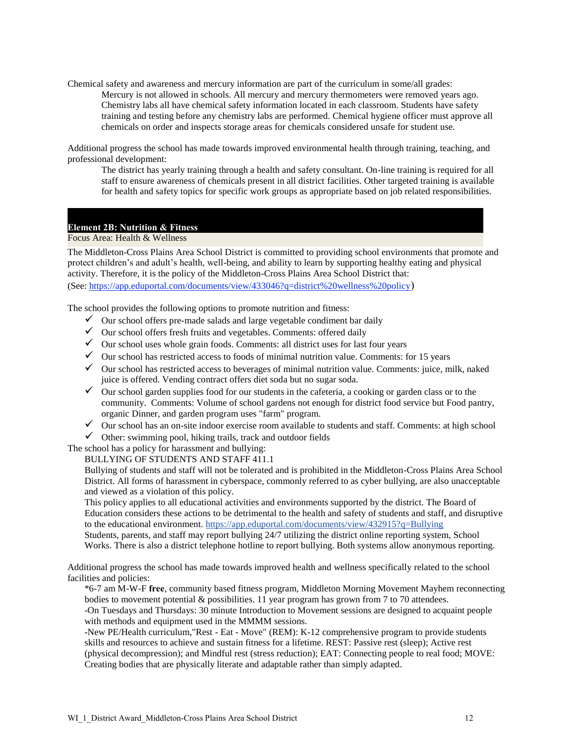Chemical safety and awareness and mercury information are part of the curriculum in some/all grades:

Mercury is not allowed in schools. All mercury and mercury thermometers were removed years ago. Chemistry labs all have chemical safety information located in each classroom. Students have safety training and testing before any chemistry labs are performed. Chemical hygiene officer must approve all chemicals on order and inspects storage areas for chemicals considered unsafe for student use.

Additional progress the school has made towards improved environmental health through training, teaching, and professional development:

The district has yearly training through a health and safety consultant. On-line training is required for all staff to ensure awareness of chemicals present in all district facilities. Other targeted training is available for health and safety topics for specific work groups as appropriate based on job related responsibilities.

## Element 2B: Nutrition & Fitness

Focus Area: Health & Wellness

The Middleton-Cross Plains Area School District is committed to providing school environments that promote and protect children's and adult's health, well-being, and ability to learn by supporting healthy eating and physical activity. Therefore, it is the policy of the Middleton-Cross Plains Area School District that:
(See: https://app.eduportal.com/documents/view/433046?q=district%20wellness%20policy)

The school provides the following options to promote nutrition and fitness:

- ✓ Our school offers pre-made salads and large vegetable condiment bar daily
- ✓ Our school offers fresh fruits and vegetables. Comments: offered daily
- ✓ Our school uses whole grain foods. Comments: all district uses for last four years
- ✓ Our school has restricted access to foods of minimal nutrition value. Comments: for 15 years
- ✓ Our school has restricted access to beverages of minimal nutrition value. Comments: juice, milk, naked juice is offered. Vending contract offers diet soda but no sugar soda.
- ✓ Our school garden supplies food for our students in the cafeteria, a cooking or garden class or to the community. Comments: Volume of school gardens not enough for district food service but Food pantry, organic Dinner, and garden program uses "farm" program.
- ✓ Our school has an on-site indoor exercise room available to students and staff. Comments: at high school
- ✓ Other: swimming pool, hiking trails, track and outdoor fields

The school has a policy for harassment and bullying:

BULLYING OF STUDENTS AND STAFF 411.1

Bullying of students and staff will not be tolerated and is prohibited in the Middleton-Cross Plains Area School District. All forms of harassment in cyberspace, commonly referred to as cyber bullying, are also unacceptable and viewed as a violation of this policy.

This policy applies to all educational activities and environments supported by the district. The Board of Education considers these actions to be detrimental to the health and safety of students and staff, and disruptive to the educational environment. https://app.eduportal.com/documents/view/432915?q=Bullying

Students, parents, and staff may report bullying 24/7 utilizing the district online reporting system, School Works. There is also a district telephone hotline to report bullying. Both systems allow anonymous reporting.

Additional progress the school has made towards improved health and wellness specifically related to the school facilities and policies:

*6-7 am M-W-F **free**, community based fitness program, Middleton Morning Movement Mayhem reconnecting bodies to movement potential & possibilities. 11 year program has grown from 7 to 70 attendees.

-On Tuesdays and Thursdays: 30 minute Introduction to Movement sessions are designed to acquaint people with methods and equipment used in the MMMM sessions.

-New PE/Health curriculum,"Rest - Eat - Move" (REM): K-12 comprehensive program to provide students skills and resources to achieve and sustain fitness for a lifetime. REST: Passive rest (sleep); Active rest (physical decompression); and Mindful rest (stress reduction); EAT: Connecting people to real food; MOVE: Creating bodies that are physically literate and adaptable rather than simply adapted.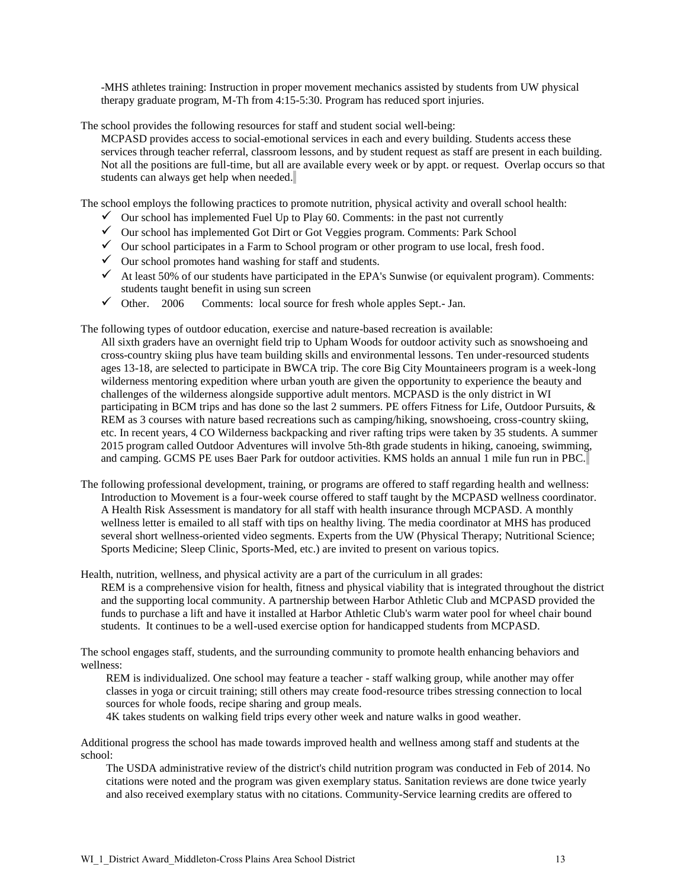-MHS athletes training: Instruction in proper movement mechanics assisted by students from UW physical therapy graduate program, M-Th from 4:15-5:30. Program has reduced sport injuries.

The school provides the following resources for staff and student social well-being:

MCPASD provides access to social-emotional services in each and every building. Students access these services through teacher referral, classroom lessons, and by student request as staff are present in each building. Not all the positions are full-time, but all are available every week or by appt. or request. Overlap occurs so that students can always get help when needed.

The school employs the following practices to promote nutrition, physical activity and overall school health:

- ✓ Our school has implemented Fuel Up to Play 60. Comments: in the past not currently
- ✓ Our school has implemented Got Dirt or Got Veggies program. Comments: Park School
- ✓ Our school participates in a Farm to School program or other program to use local, fresh food.
- ✓ Our school promotes hand washing for staff and students.
- ✓ At least 50% of our students have participated in the EPA's Sunwise (or equivalent program). Comments: students taught benefit in using sun screen
- ✓ Other. 2006 Comments: local source for fresh whole apples Sept.- Jan.

The following types of outdoor education, exercise and nature-based recreation is available:

All sixth graders have an overnight field trip to Upham Woods for outdoor activity such as snowshoeing and cross-country skiing plus have team building skills and environmental lessons. Ten under-resourced students ages 13-18, are selected to participate in BWCA trip. The core Big City Mountaineers program is a week-long wilderness mentoring expedition where urban youth are given the opportunity to experience the beauty and challenges of the wilderness alongside supportive adult mentors. MCPASD is the only district in WI participating in BCM trips and has done so the last 2 summers. PE offers Fitness for Life, Outdoor Pursuits, & REM as 3 courses with nature based recreations such as camping/hiking, snowshoeing, cross-country skiing, etc. In recent years, 4 CO Wilderness backpacking and river rafting trips were taken by 35 students. A summer 2015 program called Outdoor Adventures will involve 5th-8th grade students in hiking, canoeing, swimming, and camping. GCMS PE uses Baer Park for outdoor activities. KMS holds an annual 1 mile fun run in PBC.

The following professional development, training, or programs are offered to staff regarding health and wellness:

Introduction to Movement is a four-week course offered to staff taught by the MCPASD wellness coordinator. A Health Risk Assessment is mandatory for all staff with health insurance through MCPASD. A monthly wellness letter is emailed to all staff with tips on healthy living. The media coordinator at MHS has produced several short wellness-oriented video segments. Experts from the UW (Physical Therapy; Nutritional Science; Sports Medicine; Sleep Clinic, Sports-Med, etc.) are invited to present on various topics.

Health, nutrition, wellness, and physical activity are a part of the curriculum in all grades:

REM is a comprehensive vision for health, fitness and physical viability that is integrated throughout the district and the supporting local community. A partnership between Harbor Athletic Club and MCPASD provided the funds to purchase a lift and have it installed at Harbor Athletic Club's warm water pool for wheel chair bound students. It continues to be a well-used exercise option for handicapped students from MCPASD.

The school engages staff, students, and the surrounding community to promote health enhancing behaviors and wellness:

REM is individualized. One school may feature a teacher - staff walking group, while another may offer classes in yoga or circuit training; still others may create food-resource tribes stressing connection to local sources for whole foods, recipe sharing and group meals.

4K takes students on walking field trips every other week and nature walks in good weather.

Additional progress the school has made towards improved health and wellness among staff and students at the school:

The USDA administrative review of the district's child nutrition program was conducted in Feb of 2014. No citations were noted and the program was given exemplary status. Sanitation reviews are done twice yearly and also received exemplary status with no citations. Community-Service learning credits are offered to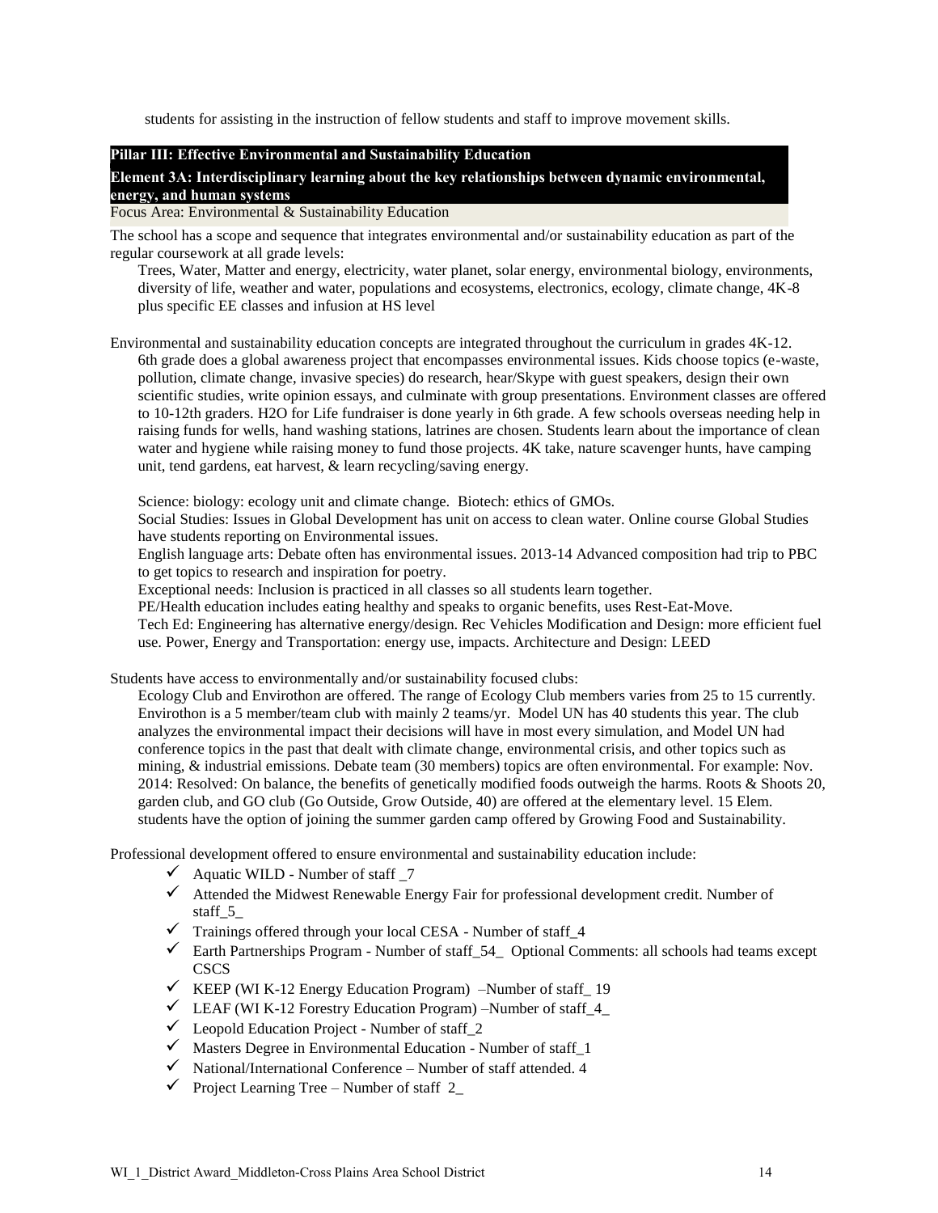students for assisting in the instruction of fellow students and staff to improve movement skills.

**Pillar III: Effective Environmental and Sustainability Education**

**Element 3A: Interdisciplinary learning about the key relationships between dynamic environmental, energy, and human systems**

Focus Area: Environmental & Sustainability Education

The school has a scope and sequence that integrates environmental and/or sustainability education as part of the regular coursework at all grade levels:

Trees, Water, Matter and energy, electricity, water planet, solar energy, environmental biology, environments, diversity of life, weather and water, populations and ecosystems, electronics, ecology, climate change, 4K-8 plus specific EE classes and infusion at HS level

Environmental and sustainability education concepts are integrated throughout the curriculum in grades 4K-12.

6th grade does a global awareness project that encompasses environmental issues. Kids choose topics (e-waste, pollution, climate change, invasive species) do research, hear/Skype with guest speakers, design their own scientific studies, write opinion essays, and culminate with group presentations. Environment classes are offered to 10-12th graders. H2O for Life fundraiser is done yearly in 6th grade. A few schools overseas needing help in raising funds for wells, hand washing stations, latrines are chosen. Students learn about the importance of clean water and hygiene while raising money to fund those projects. 4K take, nature scavenger hunts, have camping unit, tend gardens, eat harvest, & learn recycling/saving energy.

Science: biology: ecology unit and climate change. Biotech: ethics of GMOs.

Social Studies: Issues in Global Development has unit on access to clean water. Online course Global Studies have students reporting on Environmental issues.

English language arts: Debate often has environmental issues. 2013-14 Advanced composition had trip to PBC to get topics to research and inspiration for poetry.

Exceptional needs: Inclusion is practiced in all classes so all students learn together.

PE/Health education includes eating healthy and speaks to organic benefits, uses Rest-Eat-Move.

Tech Ed: Engineering has alternative energy/design. Rec Vehicles Modification and Design: more efficient fuel use. Power, Energy and Transportation: energy use, impacts. Architecture and Design: LEED

Students have access to environmentally and/or sustainability focused clubs:

Ecology Club and Envirothon are offered. The range of Ecology Club members varies from 25 to 15 currently. Envirothon is a 5 member/team club with mainly 2 teams/yr. Model UN has 40 students this year. The club analyzes the environmental impact their decisions will have in most every simulation, and Model UN had conference topics in the past that dealt with climate change, environmental crisis, and other topics such as mining, & industrial emissions. Debate team (30 members) topics are often environmental. For example: Nov. 2014: Resolved: On balance, the benefits of genetically modified foods outweigh the harms. Roots & Shoots 20, garden club, and GO club (Go Outside, Grow Outside, 40) are offered at the elementary level. 15 Elem. students have the option of joining the summer garden camp offered by Growing Food and Sustainability.

Professional development offered to ensure environmental and sustainability education include:

- ✓ Aquatic WILD - Number of staff _7
- ✓ Attended the Midwest Renewable Energy Fair for professional development credit. Number of staff_5_
- ✓ Trainings offered through your local CESA - Number of staff_4
- ✓ Earth Partnerships Program - Number of staff_54_ Optional Comments: all schools had teams except CSCS
- ✓ KEEP (WI K-12 Energy Education Program) –Number of staff_ 19
- ✓ LEAF (WI K-12 Forestry Education Program) –Number of staff_4_
- ✓ Leopold Education Project - Number of staff_2
- ✓ Masters Degree in Environmental Education - Number of staff_1
- ✓ National/International Conference – Number of staff attended. 4
- ✓ Project Learning Tree – Number of staff 2_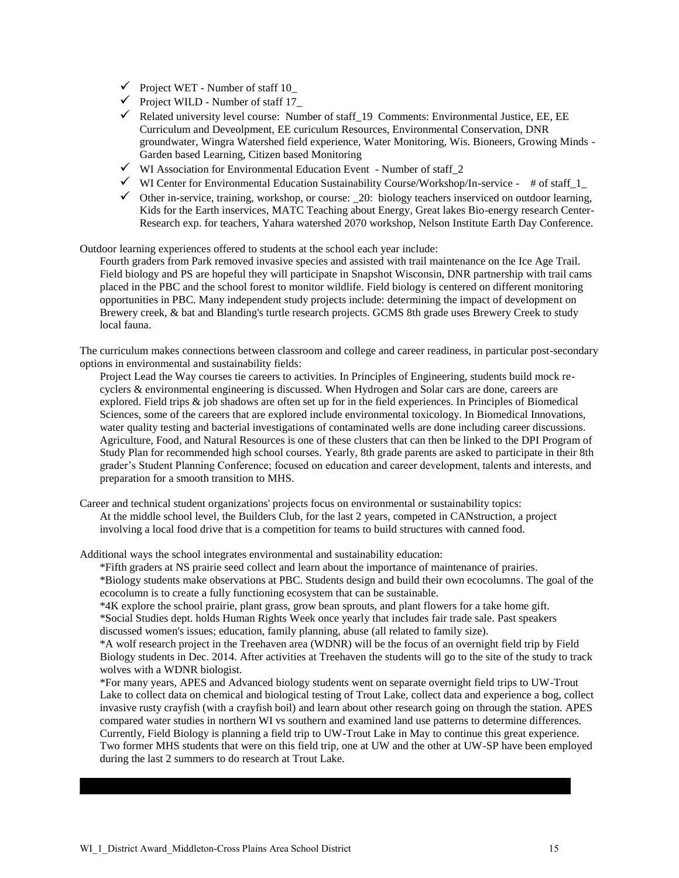- ✓ Project WET - Number of staff 10_
- ✓ Project WILD - Number of staff 17_
- ✓ Related university level course: Number of staff_19 Comments: Environmental Justice, EE, EE Curriculum and Deveolpment, EE curiculum Resources, Environmental Conservation, DNR groundwater, Wingra Watershed field experience, Water Monitoring, Wis. Bioneers, Growing Minds - Garden based Learning, Citizen based Monitoring
- ✓ WI Association for Environmental Education Event - Number of staff_2
- ✓ WI Center for Environmental Education Sustainability Course/Workshop/In-service - # of staff_1_
- ✓ Other in-service, training, workshop, or course: _20: biology teachers inserviced on outdoor learning, Kids for the Earth inservices, MATC Teaching about Energy, Great lakes Bio-energy research Center-Research exp. for teachers, Yahara watershed 2070 workshop, Nelson Institute Earth Day Conference.

Outdoor learning experiences offered to students at the school each year include:

Fourth graders from Park removed invasive species and assisted with trail maintenance on the Ice Age Trail. Field biology and PS are hopeful they will participate in Snapshot Wisconsin, DNR partnership with trail cams placed in the PBC and the school forest to monitor wildlife. Field biology is centered on different monitoring opportunities in PBC. Many independent study projects include: determining the impact of development on Brewery creek, & bat and Blanding's turtle research projects. GCMS 8th grade uses Brewery Creek to study local fauna.

The curriculum makes connections between classroom and college and career readiness, in particular post-secondary options in environmental and sustainability fields:

Project Lead the Way courses tie careers to activities. In Principles of Engineering, students build mock re-cyclers & environmental engineering is discussed. When Hydrogen and Solar cars are done, careers are explored. Field trips & job shadows are often set up for in the field experiences. In Principles of Biomedical Sciences, some of the careers that are explored include environmental toxicology. In Biomedical Innovations, water quality testing and bacterial investigations of contaminated wells are done including career discussions. Agriculture, Food, and Natural Resources is one of these clusters that can then be linked to the DPI Program of Study Plan for recommended high school courses. Yearly, 8th grade parents are asked to participate in their 8th grader's Student Planning Conference; focused on education and career development, talents and interests, and preparation for a smooth transition to MHS.

Career and technical student organizations' projects focus on environmental or sustainability topics:

At the middle school level, the Builders Club, for the last 2 years, competed in CANstruction, a project involving a local food drive that is a competition for teams to build structures with canned food.

Additional ways the school integrates environmental and sustainability education:

*Fifth graders at NS prairie seed collect and learn about the importance of maintenance of prairies.
*Biology students make observations at PBC. Students design and build their own ecocolumns. The goal of the ecocolumn is to create a fully functioning ecosystem that can be sustainable.
*4K explore the school prairie, plant grass, grow bean sprouts, and plant flowers for a take home gift.
*Social Studies dept. holds Human Rights Week once yearly that includes fair trade sale. Past speakers discussed women's issues; education, family planning, abuse (all related to family size).
*A wolf research project in the Treehaven area (WDNR) will be the focus of an overnight field trip by Field Biology students in Dec. 2014. After activities at Treehaven the students will go to the site of the study to track wolves with a WDNR biologist.
*For many years, APES and Advanced biology students went on separate overnight field trips to UW-Trout Lake to collect data on chemical and biological testing of Trout Lake, collect data and experience a bog, collect invasive rusty crayfish (with a crayfish boil) and learn about other research going on through the station. APES compared water studies in northern WI vs southern and examined land use patterns to determine differences. Currently, Field Biology is planning a field trip to UW-Trout Lake in May to continue this great experience. Two former MHS students that were on this field trip, one at UW and the other at UW-SP have been employed during the last 2 summers to do research at Trout Lake.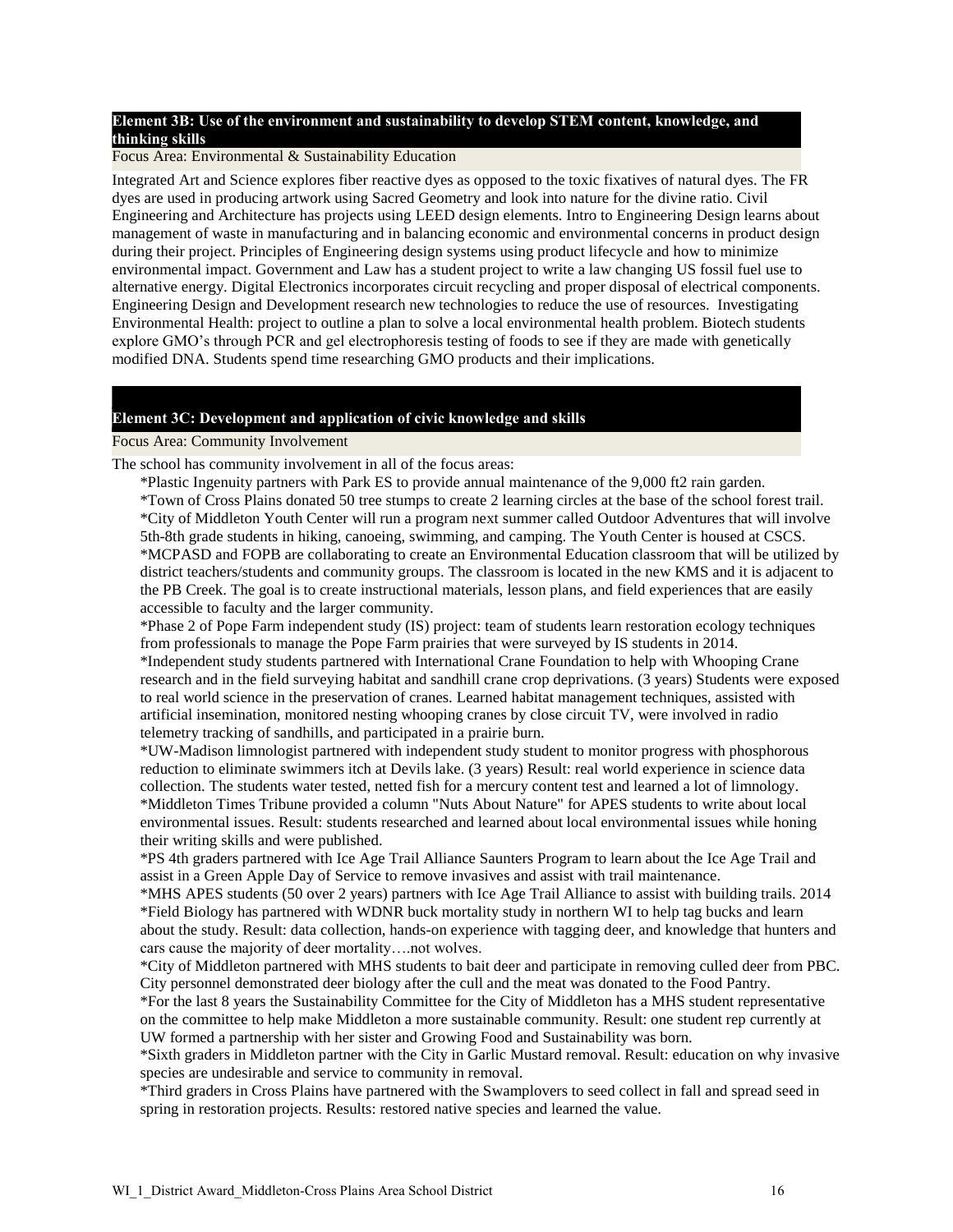## Element 3B: Use of the environment and sustainability to develop STEM content, knowledge, and thinking skills

Focus Area: Environmental & Sustainability Education

Integrated Art and Science explores fiber reactive dyes as opposed to the toxic fixatives of natural dyes. The FR dyes are used in producing artwork using Sacred Geometry and look into nature for the divine ratio. Civil Engineering and Architecture has projects using LEED design elements. Intro to Engineering Design learns about management of waste in manufacturing and in balancing economic and environmental concerns in product design during their project. Principles of Engineering design systems using product lifecycle and how to minimize environmental impact. Government and Law has a student project to write a law changing US fossil fuel use to alternative energy. Digital Electronics incorporates circuit recycling and proper disposal of electrical components. Engineering Design and Development research new technologies to reduce the use of resources. Investigating Environmental Health: project to outline a plan to solve a local environmental health problem. Biotech students explore GMO's through PCR and gel electrophoresis testing of foods to see if they are made with genetically modified DNA. Students spend time researching GMO products and their implications.

## Element 3C: Development and application of civic knowledge and skills

Focus Area: Community Involvement

The school has community involvement in all of the focus areas:

*Plastic Ingenuity partners with Park ES to provide annual maintenance of the 9,000 ft2 rain garden.
*Town of Cross Plains donated 50 tree stumps to create 2 learning circles at the base of the school forest trail.
*City of Middleton Youth Center will run a program next summer called Outdoor Adventures that will involve 5th-8th grade students in hiking, canoeing, swimming, and camping. The Youth Center is housed at CSCS.
*MCPASD and FOPB are collaborating to create an Environmental Education classroom that will be utilized by district teachers/students and community groups. The classroom is located in the new KMS and it is adjacent to the PB Creek. The goal is to create instructional materials, lesson plans, and field experiences that are easily accessible to faculty and the larger community.
*Phase 2 of Pope Farm independent study (IS) project: team of students learn restoration ecology techniques from professionals to manage the Pope Farm prairies that were surveyed by IS students in 2014.
*Independent study students partnered with International Crane Foundation to help with Whooping Crane research and in the field surveying habitat and sandhill crane crop deprivations. (3 years) Students were exposed to real world science in the preservation of cranes. Learned habitat management techniques, assisted with artificial insemination, monitored nesting whooping cranes by close circuit TV, were involved in radio telemetry tracking of sandhills, and participated in a prairie burn.
*UW-Madison limnologist partnered with independent study student to monitor progress with phosphorous reduction to eliminate swimmers itch at Devils lake. (3 years) Result: real world experience in science data collection. The students water tested, netted fish for a mercury content test and learned a lot of limnology.
*Middleton Times Tribune provided a column "Nuts About Nature" for APES students to write about local environmental issues. Result: students researched and learned about local environmental issues while honing their writing skills and were published.
*PS 4th graders partnered with Ice Age Trail Alliance Saunters Program to learn about the Ice Age Trail and assist in a Green Apple Day of Service to remove invasives and assist with trail maintenance.
*MHS APES students (50 over 2 years) partners with Ice Age Trail Alliance to assist with building trails. 2014
*Field Biology has partnered with WDNR buck mortality study in northern WI to help tag bucks and learn about the study. Result: data collection, hands-on experience with tagging deer, and knowledge that hunters and cars cause the majority of deer mortality….not wolves.
*City of Middleton partnered with MHS students to bait deer and participate in removing culled deer from PBC. City personnel demonstrated deer biology after the cull and the meat was donated to the Food Pantry.
*For the last 8 years the Sustainability Committee for the City of Middleton has a MHS student representative on the committee to help make Middleton a more sustainable community. Result: one student rep currently at UW formed a partnership with her sister and Growing Food and Sustainability was born.
*Sixth graders in Middleton partner with the City in Garlic Mustard removal. Result: education on why invasive species are undesirable and service to community in removal.
*Third graders in Cross Plains have partnered with the Swamplovers to seed collect in fall and spread seed in spring in restoration projects. Results: restored native species and learned the value.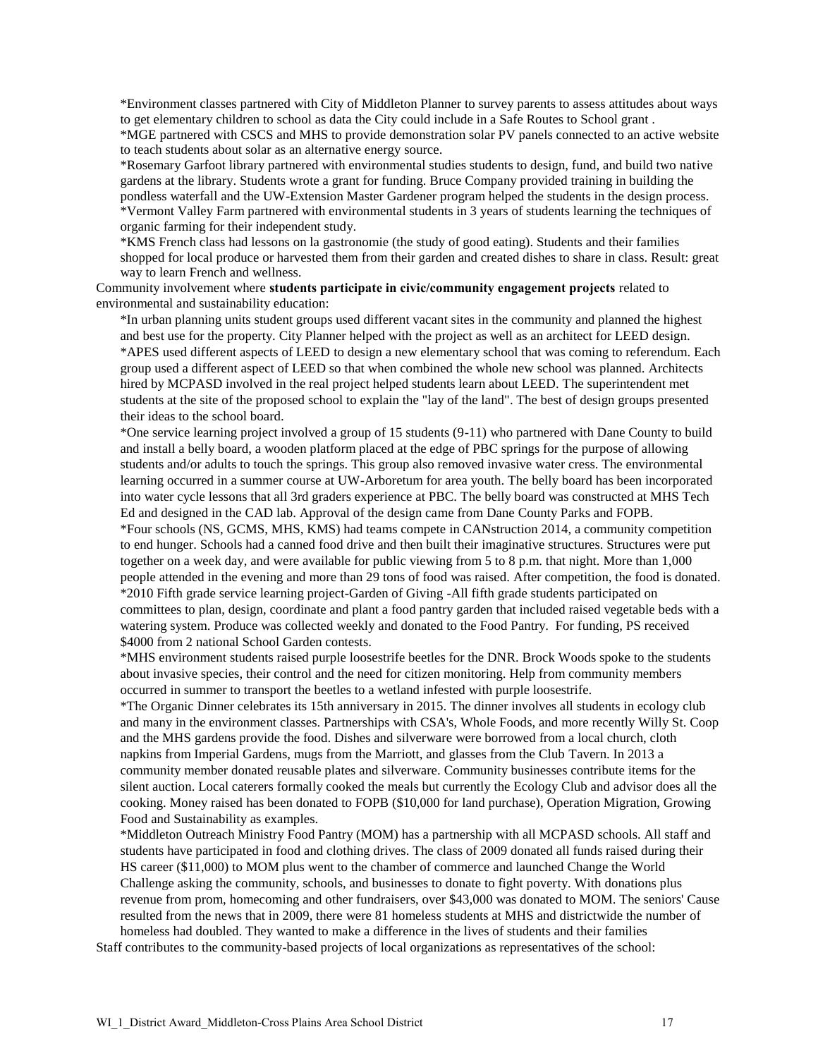*Environment classes partnered with City of Middleton Planner to survey parents to assess attitudes about ways to get elementary children to school as data the City could include in a Safe Routes to School grant .

*MGE partnered with CSCS and MHS to provide demonstration solar PV panels connected to an active website to teach students about solar as an alternative energy source.

*Rosemary Garfoot library partnered with environmental studies students to design, fund, and build two native gardens at the library. Students wrote a grant for funding. Bruce Company provided training in building the pondless waterfall and the UW-Extension Master Gardener program helped the students in the design process.

*Vermont Valley Farm partnered with environmental students in 3 years of students learning the techniques of organic farming for their independent study.

*KMS French class had lessons on la gastronomie (the study of good eating). Students and their families shopped for local produce or harvested them from their garden and created dishes to share in class. Result: great way to learn French and wellness.

Community involvement where **students participate in civic/community engagement projects** related to environmental and sustainability education:

*In urban planning units student groups used different vacant sites in the community and planned the highest and best use for the property. City Planner helped with the project as well as an architect for LEED design.

*APES used different aspects of LEED to design a new elementary school that was coming to referendum. Each group used a different aspect of LEED so that when combined the whole new school was planned. Architects hired by MCPASD involved in the real project helped students learn about LEED. The superintendent met students at the site of the proposed school to explain the "lay of the land". The best of design groups presented their ideas to the school board.

*One service learning project involved a group of 15 students (9-11) who partnered with Dane County to build and install a belly board, a wooden platform placed at the edge of PBC springs for the purpose of allowing students and/or adults to touch the springs. This group also removed invasive water cress. The environmental learning occurred in a summer course at UW-Arboretum for area youth. The belly board has been incorporated into water cycle lessons that all 3rd graders experience at PBC. The belly board was constructed at MHS Tech Ed and designed in the CAD lab. Approval of the design came from Dane County Parks and FOPB.

*Four schools (NS, GCMS, MHS, KMS) had teams compete in CANstruction 2014, a community competition to end hunger. Schools had a canned food drive and then built their imaginative structures. Structures were put together on a week day, and were available for public viewing from 5 to 8 p.m. that night. More than 1,000 people attended in the evening and more than 29 tons of food was raised. After competition, the food is donated.

*2010 Fifth grade service learning project-Garden of Giving -All fifth grade students participated on committees to plan, design, coordinate and plant a food pantry garden that included raised vegetable beds with a watering system. Produce was collected weekly and donated to the Food Pantry. For funding, PS received $4000 from 2 national School Garden contests.

*MHS environment students raised purple loosestrife beetles for the DNR. Brock Woods spoke to the students about invasive species, their control and the need for citizen monitoring. Help from community members occurred in summer to transport the beetles to a wetland infested with purple loosestrife.

*The Organic Dinner celebrates its 15th anniversary in 2015. The dinner involves all students in ecology club and many in the environment classes. Partnerships with CSA's, Whole Foods, and more recently Willy St. Coop and the MHS gardens provide the food. Dishes and silverware were borrowed from a local church, cloth napkins from Imperial Gardens, mugs from the Marriott, and glasses from the Club Tavern. In 2013 a community member donated reusable plates and silverware. Community businesses contribute items for the silent auction. Local caterers formally cooked the meals but currently the Ecology Club and advisor does all the cooking. Money raised has been donated to FOPB ($10,000 for land purchase), Operation Migration, Growing Food and Sustainability as examples.

*Middleton Outreach Ministry Food Pantry (MOM) has a partnership with all MCPASD schools. All staff and students have participated in food and clothing drives. The class of 2009 donated all funds raised during their HS career ($11,000) to MOM plus went to the chamber of commerce and launched Change the World Challenge asking the community, schools, and businesses to donate to fight poverty. With donations plus revenue from prom, homecoming and other fundraisers, over $43,000 was donated to MOM. The seniors' Cause resulted from the news that in 2009, there were 81 homeless students at MHS and districtwide the number of homeless had doubled. They wanted to make a difference in the lives of students and their families

Staff contributes to the community-based projects of local organizations as representatives of the school: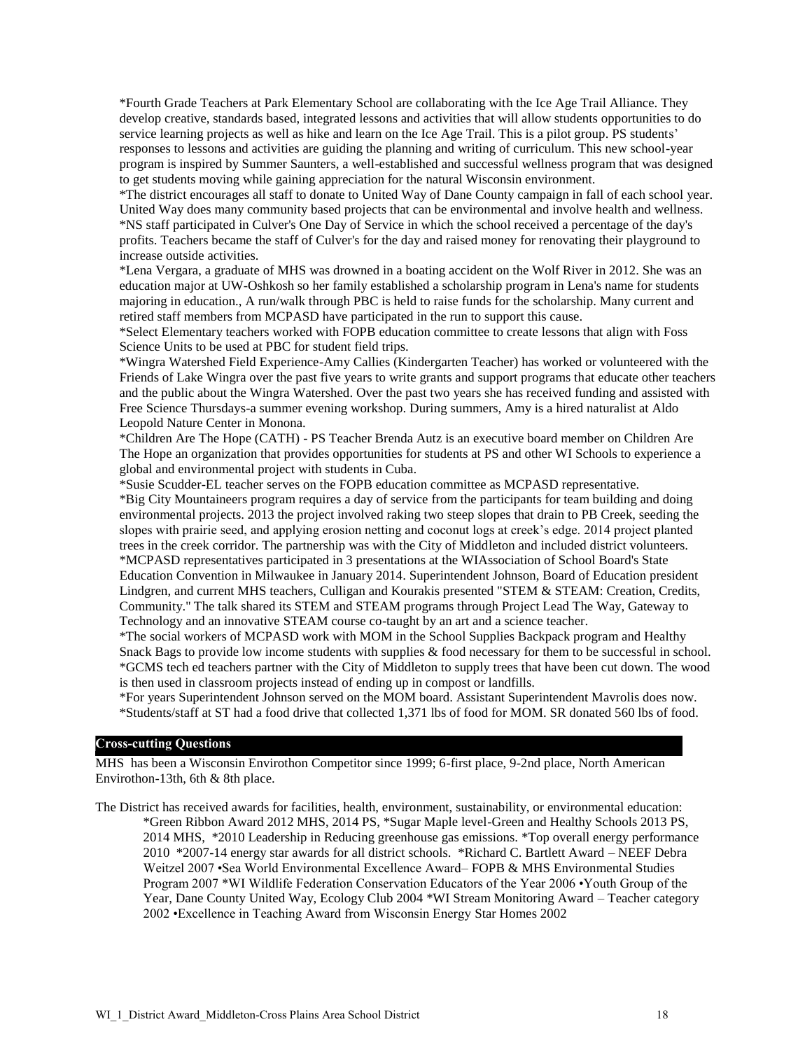*Fourth Grade Teachers at Park Elementary School are collaborating with the Ice Age Trail Alliance. They develop creative, standards based, integrated lessons and activities that will allow students opportunities to do service learning projects as well as hike and learn on the Ice Age Trail. This is a pilot group. PS students' responses to lessons and activities are guiding the planning and writing of curriculum. This new school-year program is inspired by Summer Saunters, a well-established and successful wellness program that was designed to get students moving while gaining appreciation for the natural Wisconsin environment.

*The district encourages all staff to donate to United Way of Dane County campaign in fall of each school year. United Way does many community based projects that can be environmental and involve health and wellness.

*NS staff participated in Culver's One Day of Service in which the school received a percentage of the day's profits. Teachers became the staff of Culver's for the day and raised money for renovating their playground to increase outside activities.

*Lena Vergara, a graduate of MHS was drowned in a boating accident on the Wolf River in 2012. She was an education major at UW-Oshkosh so her family established a scholarship program in Lena's name for students majoring in education., A run/walk through PBC is held to raise funds for the scholarship. Many current and retired staff members from MCPASD have participated in the run to support this cause.

*Select Elementary teachers worked with FOPB education committee to create lessons that align with Foss Science Units to be used at PBC for student field trips.

*Wingra Watershed Field Experience-Amy Callies (Kindergarten Teacher) has worked or volunteered with the Friends of Lake Wingra over the past five years to write grants and support programs that educate other teachers and the public about the Wingra Watershed. Over the past two years she has received funding and assisted with Free Science Thursdays-a summer evening workshop. During summers, Amy is a hired naturalist at Aldo Leopold Nature Center in Monona.

*Children Are The Hope (CATH) - PS Teacher Brenda Autz is an executive board member on Children Are The Hope an organization that provides opportunities for students at PS and other WI Schools to experience a global and environmental project with students in Cuba.

*Susie Scudder-EL teacher serves on the FOPB education committee as MCPASD representative.

*Big City Mountaineers program requires a day of service from the participants for team building and doing environmental projects. 2013 the project involved raking two steep slopes that drain to PB Creek, seeding the slopes with prairie seed, and applying erosion netting and coconut logs at creek's edge. 2014 project planted trees in the creek corridor. The partnership was with the City of Middleton and included district volunteers.

*MCPASD representatives participated in 3 presentations at the WIAssociation of School Board's State Education Convention in Milwaukee in January 2014. Superintendent Johnson, Board of Education president Lindgren, and current MHS teachers, Culligan and Kourakis presented "STEM & STEAM: Creation, Credits, Community." The talk shared its STEM and STEAM programs through Project Lead The Way, Gateway to Technology and an innovative STEAM course co-taught by an art and a science teacher.

*The social workers of MCPASD work with MOM in the School Supplies Backpack program and Healthy Snack Bags to provide low income students with supplies & food necessary for them to be successful in school.

*GCMS tech ed teachers partner with the City of Middleton to supply trees that have been cut down. The wood is then used in classroom projects instead of ending up in compost or landfills.

*For years Superintendent Johnson served on the MOM board. Assistant Superintendent Mavrolis does now.

*Students/staff at ST had a food drive that collected 1,371 lbs of food for MOM. SR donated 560 lbs of food.

## Cross-cutting Questions

MHS has been a Wisconsin Envirothon Competitor since 1999; 6-first place, 9-2nd place, North American Envirothon-13th, 6th & 8th place.

The District has received awards for facilities, health, environment, sustainability, or environmental education:

*Green Ribbon Award 2012 MHS, 2014 PS, *Sugar Maple level-Green and Healthy Schools 2013 PS, 2014 MHS, *2010 Leadership in Reducing greenhouse gas emissions. *Top overall energy performance 2010 *2007-14 energy star awards for all district schools. *Richard C. Bartlett Award – NEEF Debra Weitzel 2007 •Sea World Environmental Excellence Award– FOPB & MHS Environmental Studies Program 2007 *WI Wildlife Federation Conservation Educators of the Year 2006 •Youth Group of the Year, Dane County United Way, Ecology Club 2004 *WI Stream Monitoring Award – Teacher category 2002 •Excellence in Teaching Award from Wisconsin Energy Star Homes 2002